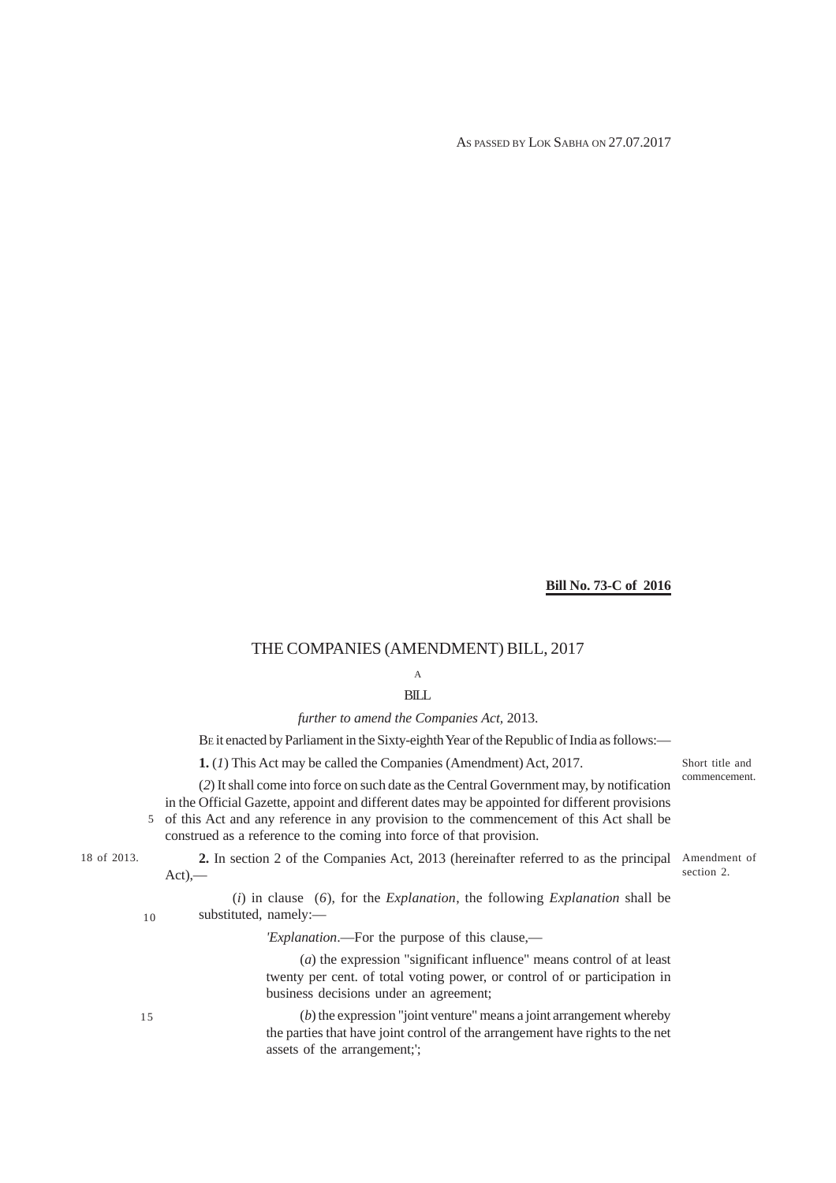AS PASSED BY LOK SABHA ON 27.07.2017

**Bill No. 73-C of 2016**

# THE COMPANIES (AMENDMENT) BILL, 2017

A

BILL

*further to amend the Companies Act,* 2013.

BE it enacted by Parliament in the Sixty-eighth Year of the Republic of India as follows:—

Short title and commencement.

**1.** (*1*) This Act may be called the Companies (Amendment) Act, 2017.

(*2*) It shall come into force on such date as the Central Government may, by notification in the Official Gazette, appoint and different dates may be appointed for different provisions of this Act and any reference in any provision to the commencement of this Act shall be construed as a reference to the coming into force of that provision.

Amendment of section 2.

18 of 2013.

**2.** In section 2 of the Companies Act, 2013 (hereinafter referred to as the principal Act),—

(*i*) in clause (*6*), for the *Explanation*, the following *Explanation* shall be substituted, namely:—

'*Explanation*.—For the purpose of this clause,—

(*a*) the expression "significant influence" means control of at least twenty per cent. of total voting power, or control of or participation in business decisions under an agreement;

(*b*) the expression "joint venture" means a joint arrangement whereby the parties that have joint control of the arrangement have rights to the net assets of the arrangement;';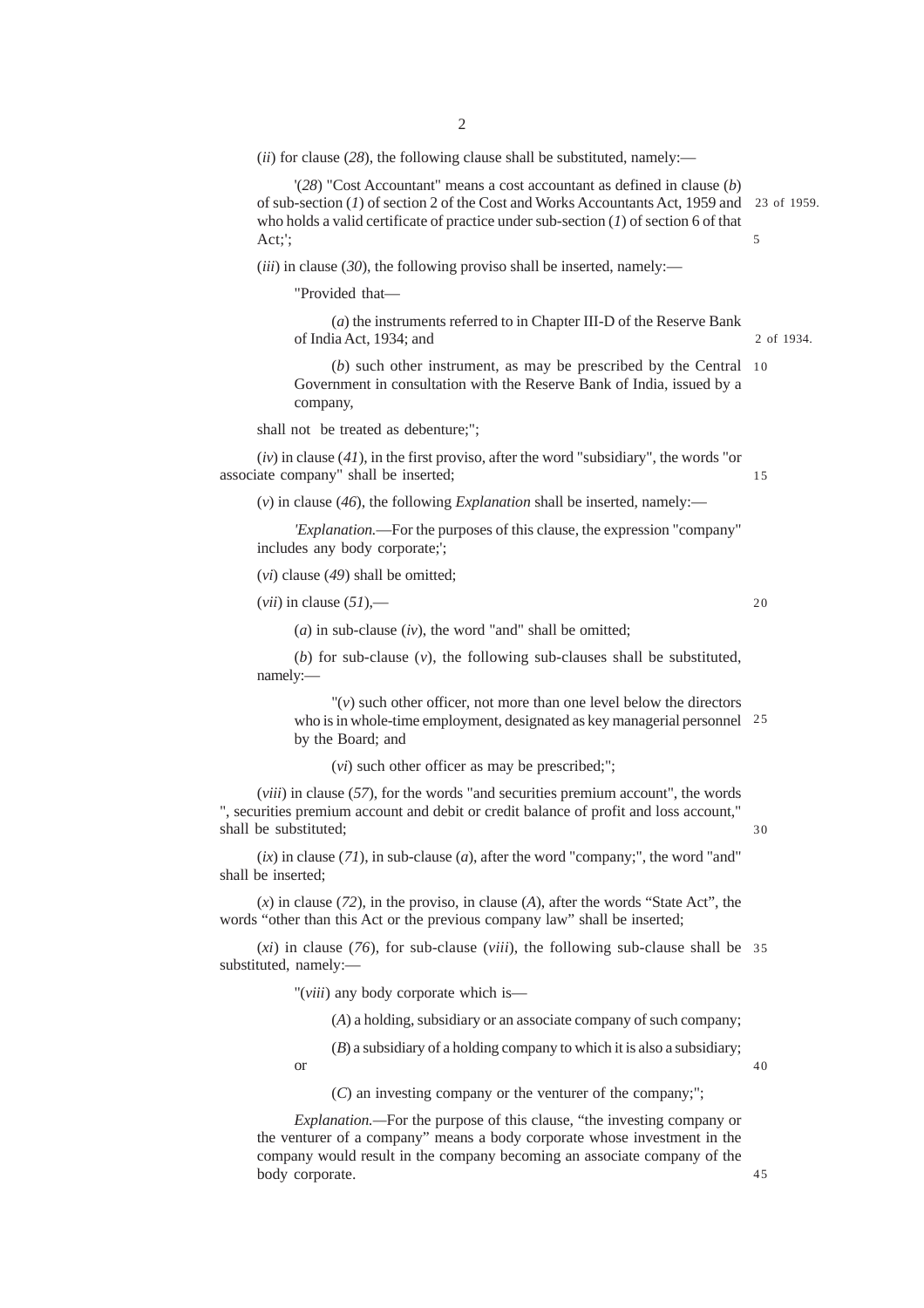(*ii*) for clause (*28*), the following clause shall be substituted, namely:—

'(*28*) "Cost Accountant" means a cost accountant as defined in clause (*b*) of sub-section (*1*) of section 2 of the Cost and Works Accountants Act, 1959 and who holds a valid certificate of practice under sub-section (*1*) of section 6 of that Act;'; 23 of 1959.

(*iii*) in clause (*30*), the following proviso shall be inserted, namely:—

"Provided that—

(*a*) the instruments referred to in Chapter III-D of the Reserve Bank of India Act, 1934; and 2 of 1934.

(*b*) such other instrument, as may be prescribed by the Central Government in consultation with the Reserve Bank of India, issued by a company,

shall not be treated as debenture;";

(*iv*) in clause (*41*), in the first proviso, after the word "subsidiary", the words "or associate company" shall be inserted;

(*v*) in clause (*46*), the following *Explanation* shall be inserted, namely:—

'*Explanation.*—For the purposes of this clause, the expression "company" includes any body corporate;';

(*vi*) clause (*49*) shall be omitted;

(*vii*) in clause (*51*),—

(*a*) in sub-clause (*iv*), the word "and" shall be omitted;

(*b*) for sub-clause (*v*), the following sub-clauses shall be substituted, namely:—

"(*v*) such other officer, not more than one level below the directors who is in whole-time employment, designated as key managerial personnel by the Board; and

(*vi*) such other officer as may be prescribed;";

(*viii*) in clause (*57*), for the words "and securities premium account", the words ", securities premium account and debit or credit balance of profit and loss account," shall be substituted;

(*ix*) in clause (*71*), in sub-clause (*a*), after the word "company;", the word "and" shall be inserted;

(*x*) in clause (*72*), in the proviso, in clause (*A*), after the words "State Act", the words "other than this Act or the previous company law" shall be inserted;

(*xi*) in clause (*76*), for sub-clause (*viii*), the following sub-clause shall be substituted, namely:—

"(*viii*) any body corporate which is—

(*A*) a holding, subsidiary or an associate company of such company;

(*B*) a subsidiary of a holding company to which it is also a subsidiary; or

(*C*) an investing company or the venturer of the company;";

*Explanation.*—For the purpose of this clause, "the investing company or the venturer of a company" means a body corporate whose investment in the company would result in the company becoming an associate company of the body corporate.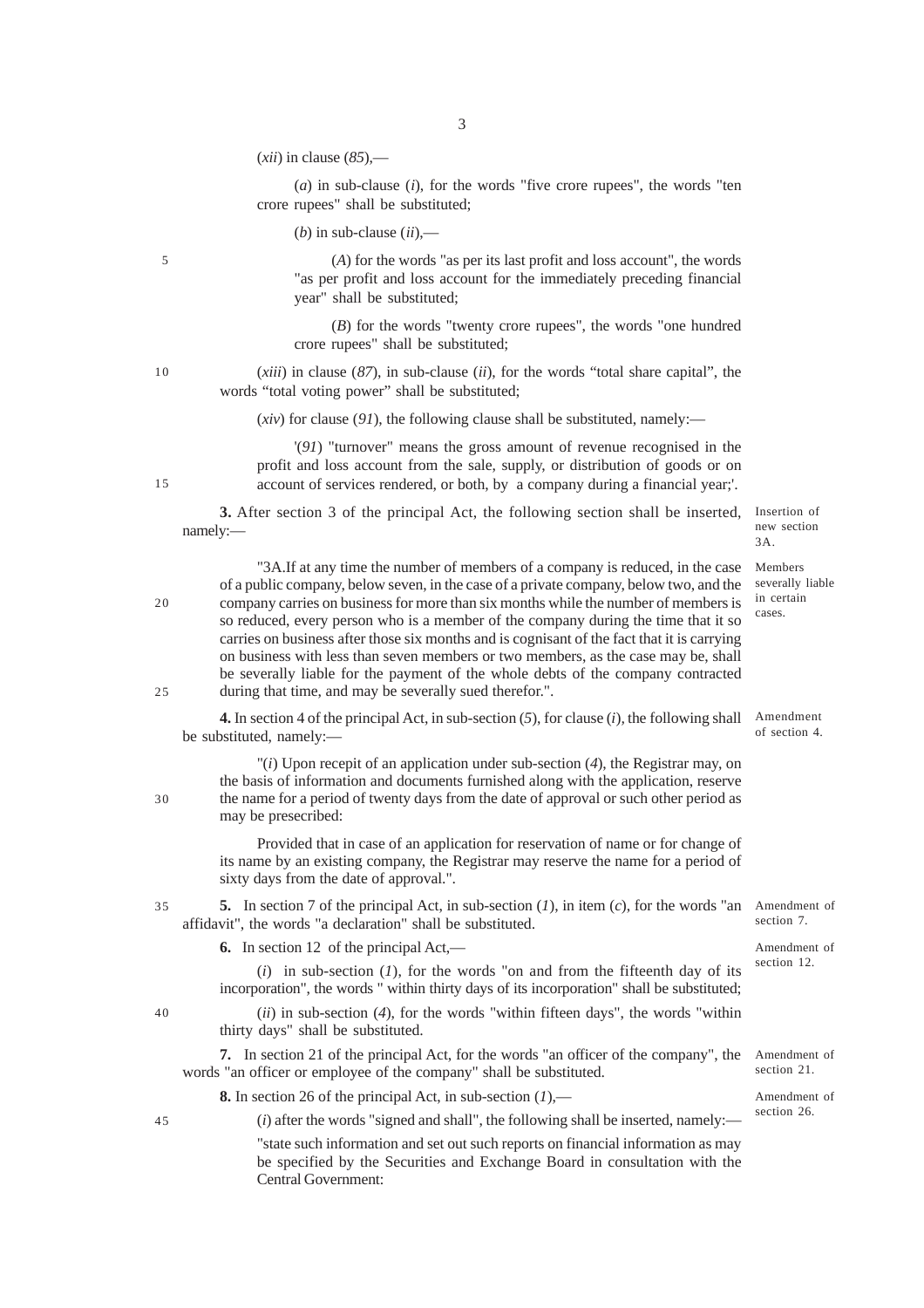(*xii*) in clause (*85*),—

(*a*) in sub-clause (*i*), for the words "five crore rupees", the words "ten crore rupees" shall be substituted;

(*b*) in sub-clause (*ii*),—

(*A*) for the words "as per its last profit and loss account", the words "as per profit and loss account for the immediately preceding financial year" shall be substituted;

(*B*) for the words "twenty crore rupees", the words "one hundred crore rupees" shall be substituted;

(*xiii*) in clause (*87*), in sub-clause (*ii*), for the words "total share capital", the words "total voting power" shall be substituted;

(*xiv*) for clause (*91*), the following clause shall be substituted, namely:—

'(*91*) "turnover" means the gross amount of revenue recognised in the profit and loss account from the sale, supply, or distribution of goods or on account of services rendered, or both, by a company during a financial year;'.

*Insertion of new section 3A.*

**3.** After section 3 of the principal Act, the following section shall be inserted, namely:—

*Members severally liable in certain cases.*

"3A.If at any time the number of members of a company is reduced, in the case of a public company, below seven, in the case of a private company, below two, and the company carries on business for more than six months while the number of members is so reduced, every person who is a member of the company during the time that it so carries on business after those six months and is cognisant of the fact that it is carrying on business with less than seven members or two members, as the case may be, shall be severally liable for the payment of the whole debts of the company contracted during that time, and may be severally sued therefor.".

*Amendment of section 4.*

**4.** In section 4 of the principal Act, in sub-section (*5*), for clause (*i*), the following shall be substituted, namely:—

"(*i*) Upon recepit of an application under sub-section (*4*), the Registrar may, on the basis of information and documents furnished along with the application, reserve the name for a period of twenty days from the date of approval or such other period as may be presecribed:

Provided that in case of an application for reservation of name or for change of its name by an existing company, the Registrar may reserve the name for a period of sixty days from the date of approval.".

*Amendment of section 7.*

**5.** In section 7 of the principal Act, in sub-section (*1*), in item (*c*), for the words "an affidavit", the words "a declaration" shall be substituted.

*Amendment of section 12.*

**6.** In section 12 of the principal Act,—

(*i*) in sub-section (*1*), for the words "on and from the fifteenth day of its incorporation", the words " within thirty days of its incorporation" shall be substituted;

(*ii*) in sub-section (*4*), for the words "within fifteen days", the words "within thirty days" shall be substituted.

*Amendment of section 21.*

**7.** In section 21 of the principal Act, for the words "an officer of the company", the words "an officer or employee of the company" shall be substituted.

*Amendment of section 26.*

**8.** In section 26 of the principal Act, in sub-section (*1*),—

(*i*) after the words "signed and shall", the following shall be inserted, namely:—

"state such information and set out such reports on financial information as may be specified by the Securities and Exchange Board in consultation with the Central Government: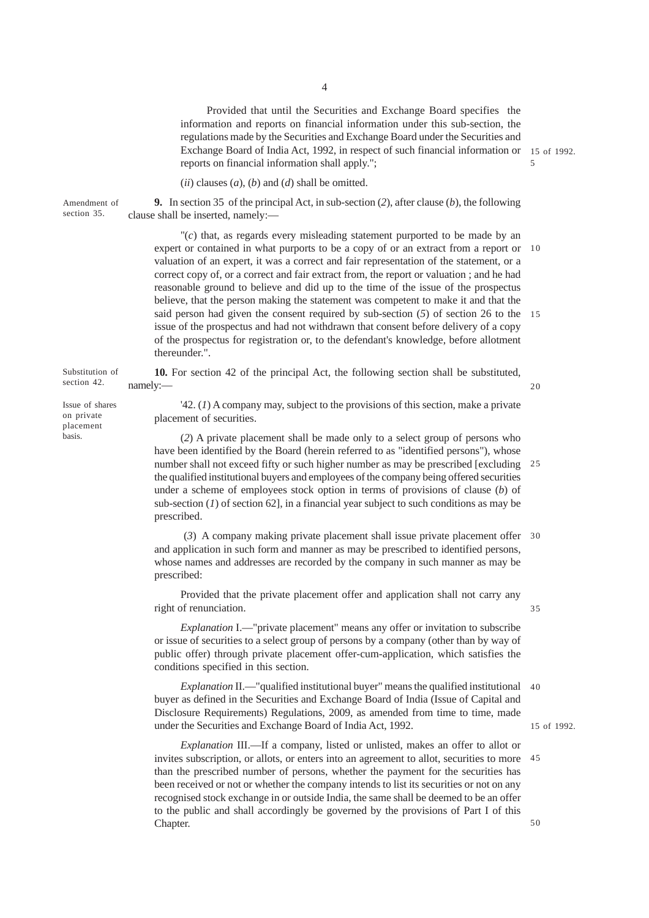Provided that until the Securities and Exchange Board specifies the information and reports on financial information under this sub-section, the regulations made by the Securities and Exchange Board under the Securities and Exchange Board of India Act, 1992, in respect of such financial information or reports on financial information shall apply.";

15 of 1992.

(*ii*) clauses (*a*), (*b*) and (*d*) shall be omitted.

Amendment of section 35.

**9.** In section 35 of the principal Act, in sub-section (*2*), after clause (*b*), the following clause shall be inserted, namely:—

"(*c*) that, as regards every misleading statement purported to be made by an expert or contained in what purports to be a copy of or an extract from a report or valuation of an expert, it was a correct and fair representation of the statement, or a correct copy of, or a correct and fair extract from, the report or valuation ; and he had reasonable ground to believe and did up to the time of the issue of the prospectus believe, that the person making the statement was competent to make it and that the said person had given the consent required by sub-section (*5*) of section 26 to the issue of the prospectus and had not withdrawn that consent before delivery of a copy of the prospectus for registration or, to the defendant's knowledge, before allotment thereunder.".

Substitution of section 42.

**10.** For section 42 of the principal Act, the following section shall be substituted, namely:—

Issue of shares on private placement basis.

'42. (*1*) A company may, subject to the provisions of this section, make a private placement of securities.

(*2*) A private placement shall be made only to a select group of persons who have been identified by the Board (herein referred to as "identified persons"), whose number shall not exceed fifty or such higher number as may be prescribed [excluding the qualified institutional buyers and employees of the company being offered securities under a scheme of employees stock option in terms of provisions of clause (*b*) of sub-section (*1*) of section 62], in a financial year subject to such conditions as may be prescribed.

(*3*) A company making private placement shall issue private placement offer and application in such form and manner as may be prescribed to identified persons, whose names and addresses are recorded by the company in such manner as may be prescribed:

Provided that the private placement offer and application shall not carry any right of renunciation.

*Explanation* I.—"private placement" means any offer or invitation to subscribe or issue of securities to a select group of persons by a company (other than by way of public offer) through private placement offer-cum-application, which satisfies the conditions specified in this section.

*Explanation* II.—"qualified institutional buyer" means the qualified institutional buyer as defined in the Securities and Exchange Board of India (Issue of Capital and Disclosure Requirements) Regulations, 2009, as amended from time to time, made under the Securities and Exchange Board of India Act, 1992.

15 of 1992.

*Explanation* III.—If a company, listed or unlisted, makes an offer to allot or invites subscription, or allots, or enters into an agreement to allot, securities to more than the prescribed number of persons, whether the payment for the securities has been received or not or whether the company intends to list its securities or not on any recognised stock exchange in or outside India, the same shall be deemed to be an offer to the public and shall accordingly be governed by the provisions of Part I of this Chapter.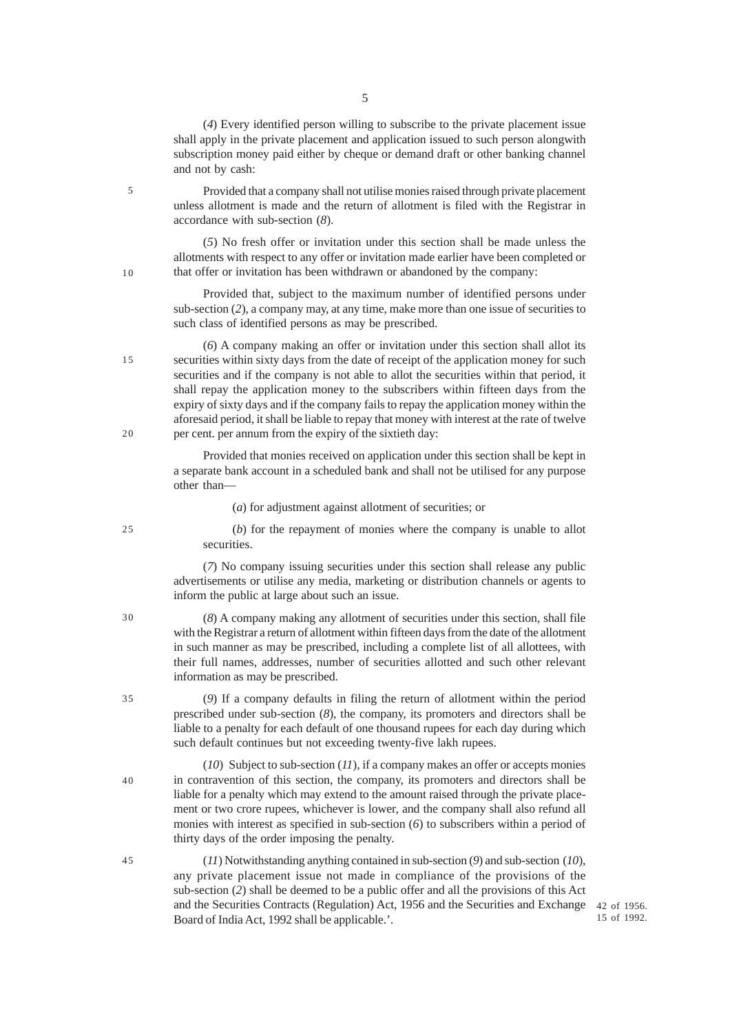(*4*) Every identified person willing to subscribe to the private placement issue shall apply in the private placement and application issued to such person alongwith subscription money paid either by cheque or demand draft or other banking channel and not by cash:

Provided that a company shall not utilise monies raised through private placement unless allotment is made and the return of allotment is filed with the Registrar in accordance with sub-section (*8*).

(*5*) No fresh offer or invitation under this section shall be made unless the allotments with respect to any offer or invitation made earlier have been completed or that offer or invitation has been withdrawn or abandoned by the company:

Provided that, subject to the maximum number of identified persons under sub-section (*2*), a company may, at any time, make more than one issue of securities to such class of identified persons as may be prescribed.

(*6*) A company making an offer or invitation under this section shall allot its securities within sixty days from the date of receipt of the application money for such securities and if the company is not able to allot the securities within that period, it shall repay the application money to the subscribers within fifteen days from the expiry of sixty days and if the company fails to repay the application money within the aforesaid period, it shall be liable to repay that money with interest at the rate of twelve per cent. per annum from the expiry of the sixtieth day:

Provided that monies received on application under this section shall be kept in a separate bank account in a scheduled bank and shall not be utilised for any purpose other than—

(*a*) for adjustment against allotment of securities; or

(*b*) for the repayment of monies where the company is unable to allot securities.

(*7*) No company issuing securities under this section shall release any public advertisements or utilise any media, marketing or distribution channels or agents to inform the public at large about such an issue.

(*8*) A company making any allotment of securities under this section, shall file with the Registrar a return of allotment within fifteen days from the date of the allotment in such manner as may be prescribed, including a complete list of all allottees, with their full names, addresses, number of securities allotted and such other relevant information as may be prescribed.

(*9*) If a company defaults in filing the return of allotment within the period prescribed under sub-section (*8*), the company, its promoters and directors shall be liable to a penalty for each default of one thousand rupees for each day during which such default continues but not exceeding twenty-five lakh rupees.

(*10*) Subject to sub-section (*11*), if a company makes an offer or accepts monies in contravention of this section, the company, its promoters and directors shall be liable for a penalty which may extend to the amount raised through the private placement or two crore rupees, whichever is lower, and the company shall also refund all monies with interest as specified in sub-section (*6*) to subscribers within a period of thirty days of the order imposing the penalty.

(*11*) Notwithstanding anything contained in sub-section (*9*) and sub-section (*10*), any private placement issue not made in compliance of the provisions of the sub-section (*2*) shall be deemed to be a public offer and all the provisions of this Act and the Securities Contracts (Regulation) Act, 1956 and the Securities and Exchange Board of India Act, 1992 shall be applicable.'.

42 of 1956.
15 of 1992.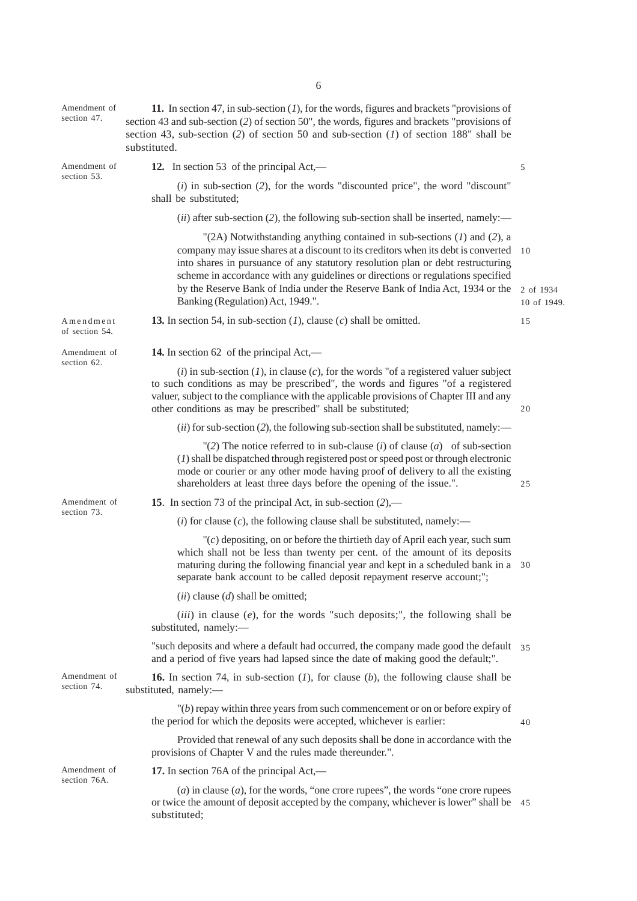Amendment of section 47.

**11.** In section 47, in sub-section (*1*), for the words, figures and brackets "provisions of section 43 and sub-section (*2*) of section 50", the words, figures and brackets "provisions of section 43, sub-section (*2*) of section 50 and sub-section (*1*) of section 188" shall be substituted.

Amendment of section 53.

**12.** In section 53 of the principal Act,—

(*i*) in sub-section (*2*), for the words "discounted price", the word "discount" shall be substituted;

(*ii*) after sub-section (*2*), the following sub-section shall be inserted, namely:—

"(2A) Notwithstanding anything contained in sub-sections (*1*) and (*2*), a company may issue shares at a discount to its creditors when its debt is converted into shares in pursuance of any statutory resolution plan or debt restructuring scheme in accordance with any guidelines or directions or regulations specified by the Reserve Bank of India under the Reserve Bank of India Act, 1934 or the Banking (Regulation) Act, 1949.".

2 of 1934
10 of 1949.

Amendment of section 54.

**13.** In section 54, in sub-section (*1*), clause (*c*) shall be omitted.

Amendment of section 62.

**14.** In section 62 of the principal Act,—

(*i*) in sub-section (*1*), in clause (*c*), for the words "of a registered valuer subject to such conditions as may be prescribed", the words and figures "of a registered valuer, subject to the compliance with the applicable provisions of Chapter III and any other conditions as may be prescribed" shall be substituted;

(*ii*) for sub-section (*2*), the following sub-section shall be substituted, namely:—

"(*2*) The notice referred to in sub-clause (*i*) of clause (*a*) of sub-section (*1*) shall be dispatched through registered post or speed post or through electronic mode or courier or any other mode having proof of delivery to all the existing shareholders at least three days before the opening of the issue.".

Amendment of section 73.

**15**. In section 73 of the principal Act, in sub-section (*2*),—

(*i*) for clause (*c*), the following clause shall be substituted, namely:—

"(*c*) depositing, on or before the thirtieth day of April each year, such sum which shall not be less than twenty per cent. of the amount of its deposits maturing during the following financial year and kept in a scheduled bank in a separate bank account to be called deposit repayment reserve account;";

(*ii*) clause (*d*) shall be omitted;

(*iii*) in clause (*e*), for the words "such deposits;", the following shall be substituted, namely:—

"such deposits and where a default had occurred, the company made good the default and a period of five years had lapsed since the date of making good the default;".

Amendment of section 74.

**16.** In section 74, in sub-section (*1*), for clause (*b*), the following clause shall be substituted, namely:—

"(*b*) repay within three years from such commencement or on or before expiry of the period for which the deposits were accepted, whichever is earlier:

Provided that renewal of any such deposits shall be done in accordance with the provisions of Chapter V and the rules made thereunder.".

Amendment of section 76A.

**17.** In section 76A of the principal Act,—

(*a*) in clause (*a*), for the words, "one crore rupees", the words "one crore rupees or twice the amount of deposit accepted by the company, whichever is lower" shall be substituted;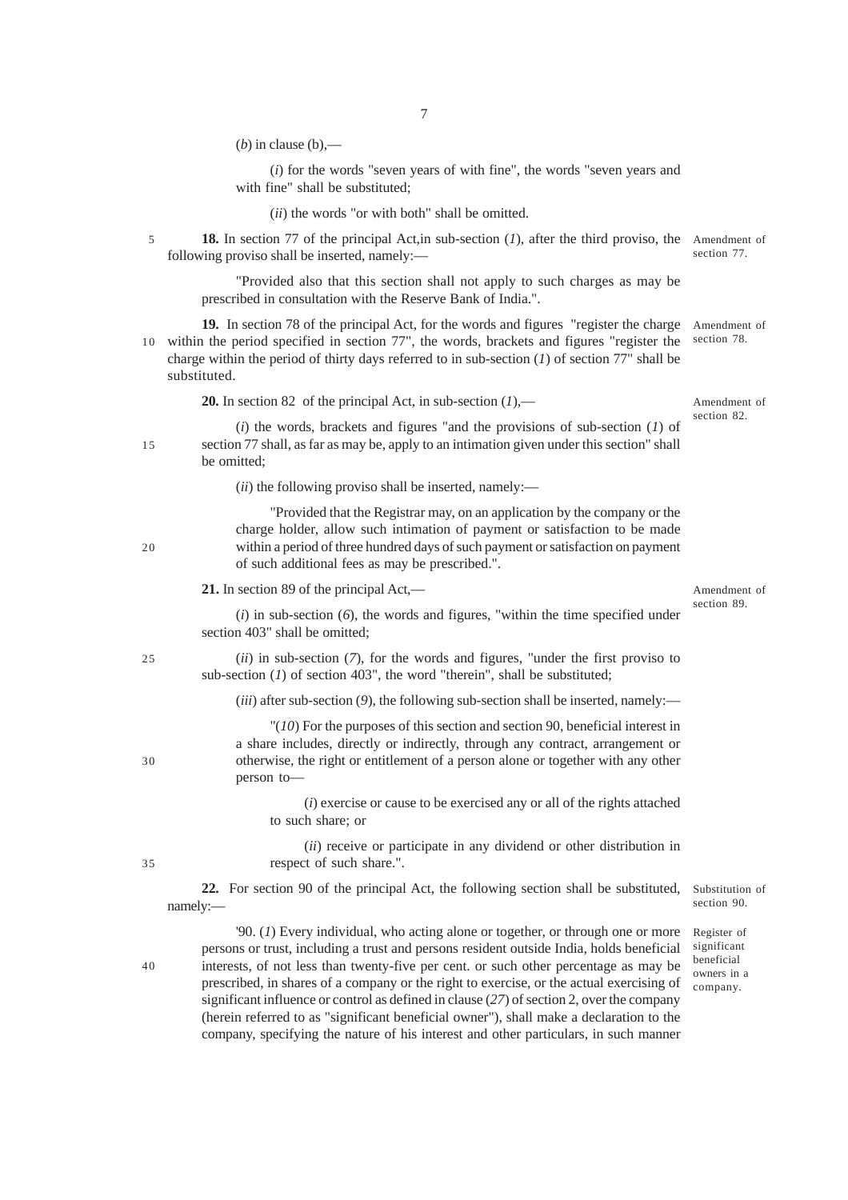(*b*) in clause (b),—

(*i*) for the words "seven years of with fine", the words "seven years and with fine" shall be substituted;

(*ii*) the words "or with both" shall be omitted.

Amendment of section 77.

**18.** In section 77 of the principal Act,in sub-section (*1*), after the third proviso, the following proviso shall be inserted, namely:—

"Provided also that this section shall not apply to such charges as may be prescribed in consultation with the Reserve Bank of India.".

Amendment of section 78.

**19.** In section 78 of the principal Act, for the words and figures "register the charge within the period specified in section 77", the words, brackets and figures "register the charge within the period of thirty days referred to in sub-section (*1*) of section 77" shall be substituted.

Amendment of section 82.

**20.** In section 82 of the principal Act, in sub-section (*1*),—

(*i*) the words, brackets and figures "and the provisions of sub-section (*1*) of section 77 shall, as far as may be, apply to an intimation given under this section" shall be omitted;

(*ii*) the following proviso shall be inserted, namely:—

"Provided that the Registrar may, on an application by the company or the charge holder, allow such intimation of payment or satisfaction to be made within a period of three hundred days of such payment or satisfaction on payment of such additional fees as may be prescribed.".

Amendment of section 89.

**21.** In section 89 of the principal Act,—

(*i*) in sub-section (*6*), the words and figures, "within the time specified under section 403" shall be omitted;

(*ii*) in sub-section (*7*), for the words and figures, "under the first proviso to sub-section (*1*) of section 403", the word "therein", shall be substituted;

(*iii*) after sub-section (*9*), the following sub-section shall be inserted, namely:—

"(*10*) For the purposes of this section and section 90, beneficial interest in a share includes, directly or indirectly, through any contract, arrangement or otherwise, the right or entitlement of a person alone or together with any other person to—

(*i*) exercise or cause to be exercised any or all of the rights attached to such share; or

(*ii*) receive or participate in any dividend or other distribution in respect of such share.".

Substitution of section 90.

**22.** For section 90 of the principal Act, the following section shall be substituted, namely:—

Register of significant beneficial owners in a company.

'90. (*1*) Every individual, who acting alone or together, or through one or more persons or trust, including a trust and persons resident outside India, holds beneficial interests, of not less than twenty-five per cent. or such other percentage as may be prescribed, in shares of a company or the right to exercise, or the actual exercising of significant influence or control as defined in clause (*27*) of section 2, over the company (herein referred to as "significant beneficial owner"), shall make a declaration to the company, specifying the nature of his interest and other particulars, in such manner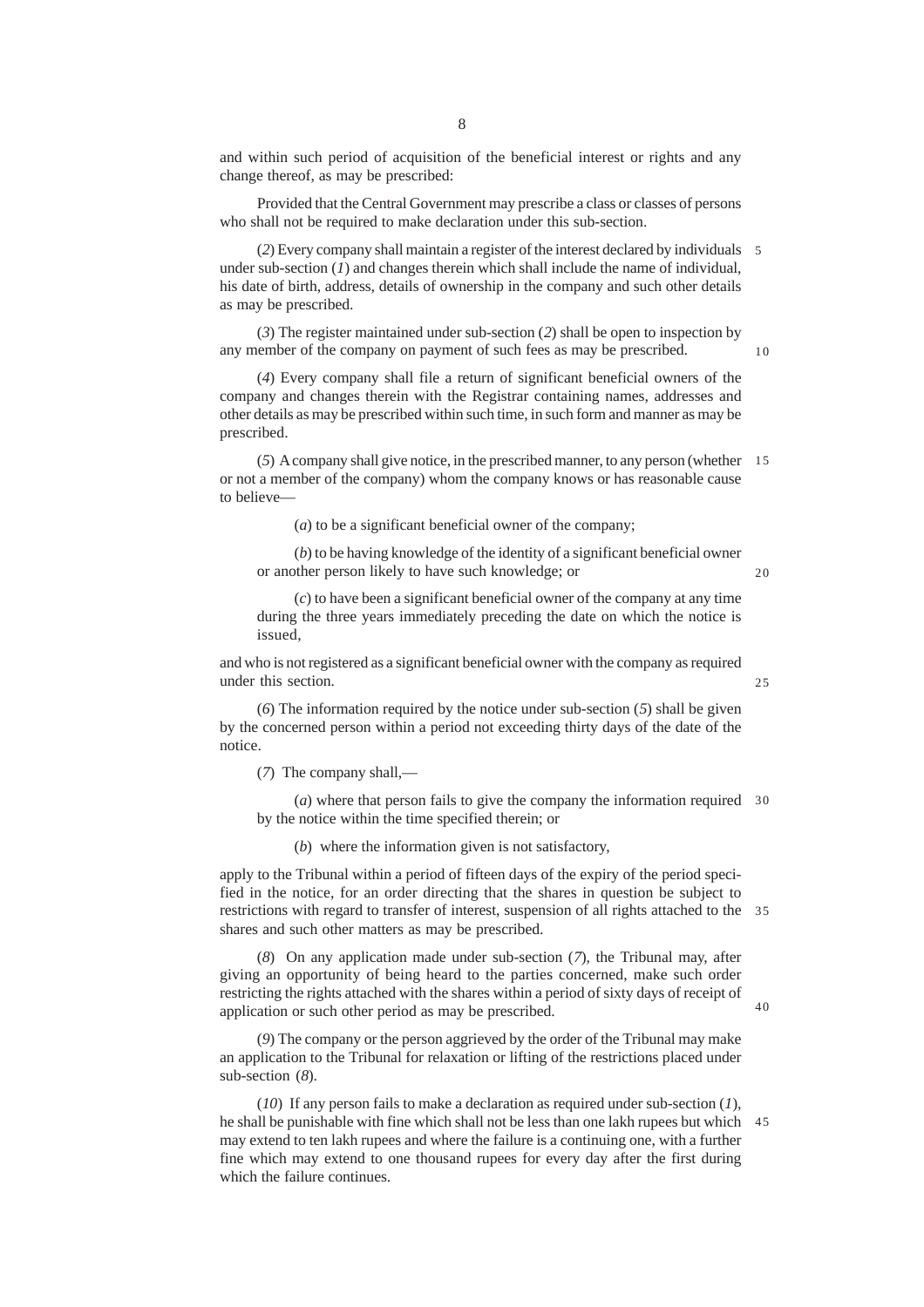and within such period of acquisition of the beneficial interest or rights and any change thereof, as may be prescribed:

Provided that the Central Government may prescribe a class or classes of persons who shall not be required to make declaration under this sub-section.

(*2*) Every company shall maintain a register of the interest declared by individuals under sub-section (*1*) and changes therein which shall include the name of individual, his date of birth, address, details of ownership in the company and such other details as may be prescribed.

(*3*) The register maintained under sub-section (*2*) shall be open to inspection by any member of the company on payment of such fees as may be prescribed.

(*4*) Every company shall file a return of significant beneficial owners of the company and changes therein with the Registrar containing names, addresses and other details as may be prescribed within such time, in such form and manner as may be prescribed.

(*5*) A company shall give notice, in the prescribed manner, to any person (whether or not a member of the company) whom the company knows or has reasonable cause to believe—

(*a*) to be a significant beneficial owner of the company;

(*b*) to be having knowledge of the identity of a significant beneficial owner or another person likely to have such knowledge; or

(*c*) to have been a significant beneficial owner of the company at any time during the three years immediately preceding the date on which the notice is issued,

and who is not registered as a significant beneficial owner with the company as required under this section.

(*6*) The information required by the notice under sub-section (*5*) shall be given by the concerned person within a period not exceeding thirty days of the date of the notice.

(*7*) The company shall,—

(*a*) where that person fails to give the company the information required by the notice within the time specified therein; or

(*b*) where the information given is not satisfactory,

apply to the Tribunal within a period of fifteen days of the expiry of the period specified in the notice, for an order directing that the shares in question be subject to restrictions with regard to transfer of interest, suspension of all rights attached to the shares and such other matters as may be prescribed.

(*8*) On any application made under sub-section (*7*), the Tribunal may, after giving an opportunity of being heard to the parties concerned, make such order restricting the rights attached with the shares within a period of sixty days of receipt of application or such other period as may be prescribed.

(*9*) The company or the person aggrieved by the order of the Tribunal may make an application to the Tribunal for relaxation or lifting of the restrictions placed under sub-section (*8*).

(*10*) If any person fails to make a declaration as required under sub-section (*1*), he shall be punishable with fine which shall not be less than one lakh rupees but which may extend to ten lakh rupees and where the failure is a continuing one, with a further fine which may extend to one thousand rupees for every day after the first during which the failure continues.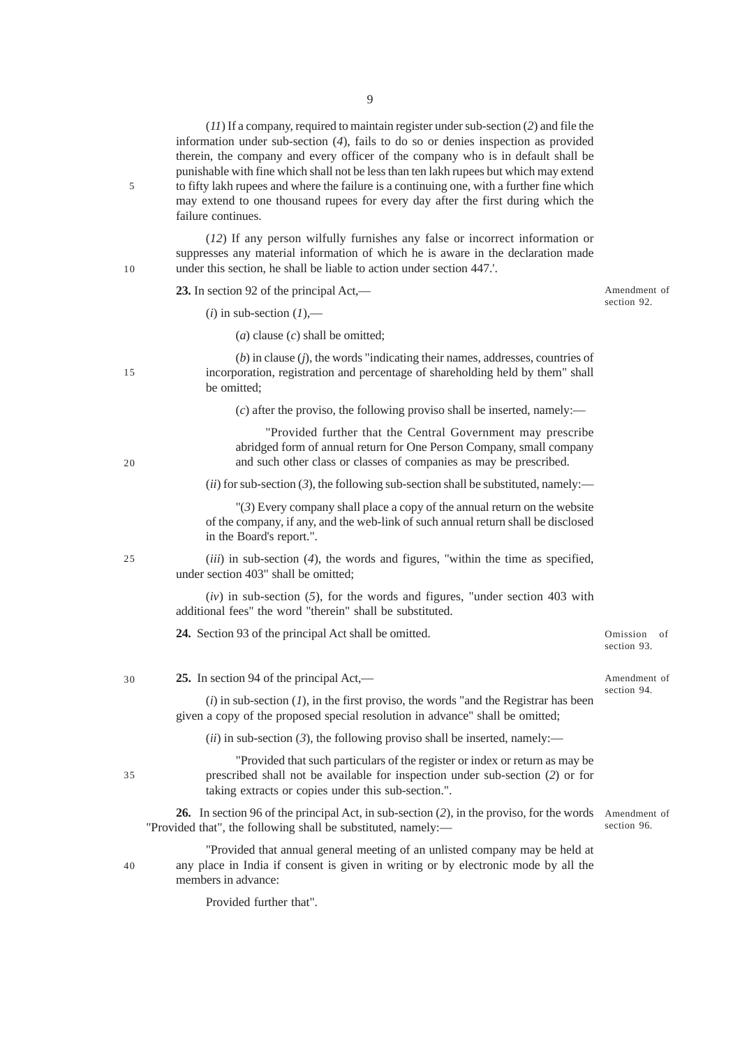(*11*) If a company, required to maintain register under sub-section (*2*) and file the information under sub-section (*4*), fails to do so or denies inspection as provided therein, the company and every officer of the company who is in default shall be punishable with fine which shall not be less than ten lakh rupees but which may extend to fifty lakh rupees and where the failure is a continuing one, with a further fine which may extend to one thousand rupees for every day after the first during which the failure continues.

(*12*) If any person wilfully furnishes any false or incorrect information or suppresses any material information of which he is aware in the declaration made under this section, he shall be liable to action under section 447.'.

Amendment of section 92.

**23.** In section 92 of the principal Act,—

(*i*) in sub-section (*1*),—

(*a*) clause (*c*) shall be omitted;

(*b*) in clause (*j*), the words "indicating their names, addresses, countries of incorporation, registration and percentage of shareholding held by them" shall be omitted;

(*c*) after the proviso, the following proviso shall be inserted, namely:—

"Provided further that the Central Government may prescribe abridged form of annual return for One Person Company, small company and such other class or classes of companies as may be prescribed.

(*ii*) for sub-section (*3*), the following sub-section shall be substituted, namely:—

"(*3*) Every company shall place a copy of the annual return on the website of the company, if any, and the web-link of such annual return shall be disclosed in the Board's report.".

(*iii*) in sub-section (*4*), the words and figures, "within the time as specified, under section 403" shall be omitted;

(*iv*) in sub-section (*5*), for the words and figures, "under section 403 with additional fees" the word "therein" shall be substituted.

Omission of section 93.

**24.** Section 93 of the principal Act shall be omitted.

Amendment of section 94.

**25.** In section 94 of the principal Act,—

(*i*) in sub-section (*1*), in the first proviso, the words "and the Registrar has been given a copy of the proposed special resolution in advance" shall be omitted;

(*ii*) in sub-section (*3*), the following proviso shall be inserted, namely:—

"Provided that such particulars of the register or index or return as may be prescribed shall not be available for inspection under sub-section (*2*) or for taking extracts or copies under this sub-section.".

Amendment of section 96.

**26.** In section 96 of the principal Act, in sub-section (*2*), in the proviso, for the words "Provided that", the following shall be substituted, namely:—

"Provided that annual general meeting of an unlisted company may be held at any place in India if consent is given in writing or by electronic mode by all the members in advance:

Provided further that".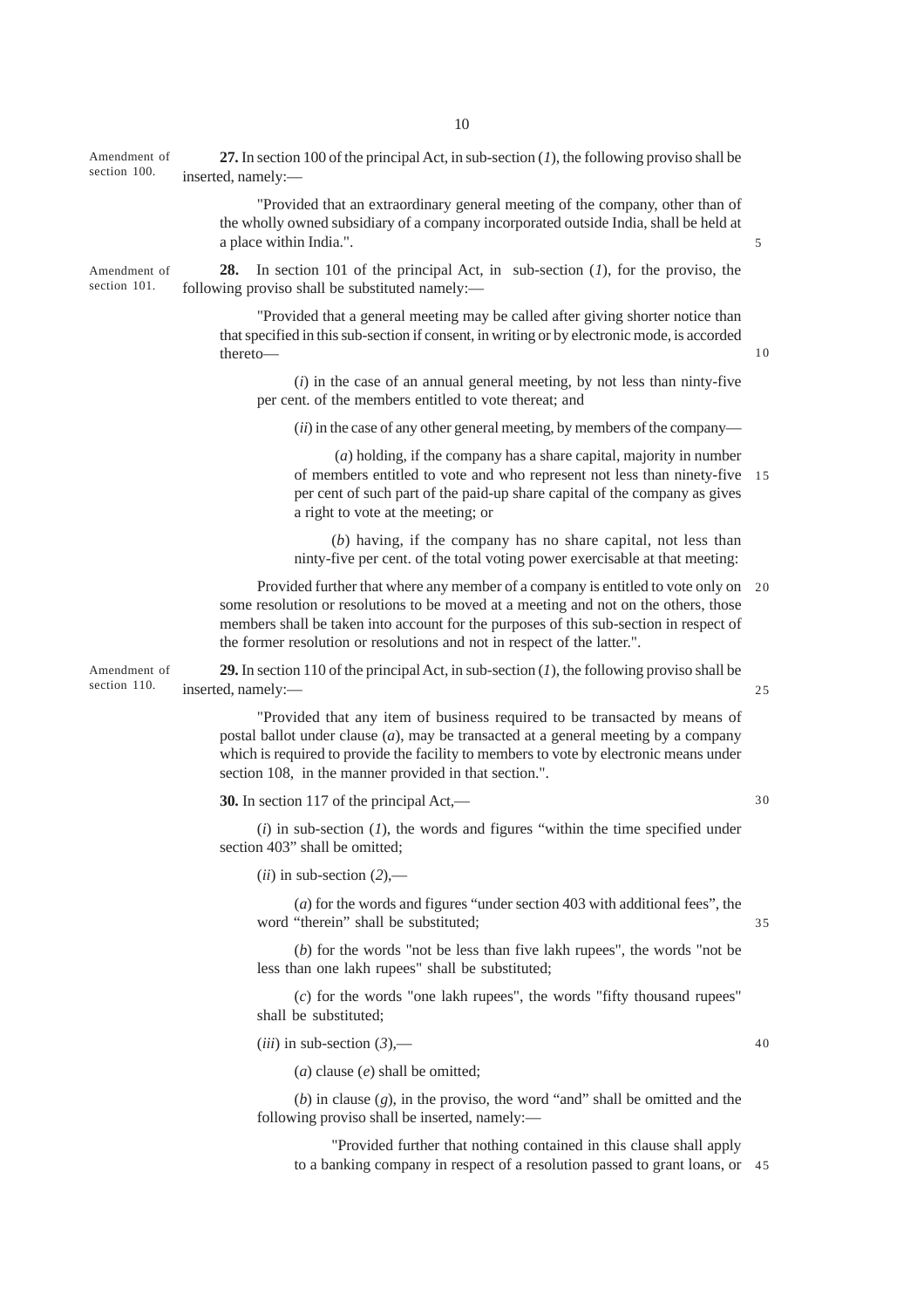Amendment of section 100.

**27.** In section 100 of the principal Act, in sub-section (*1*), the following proviso shall be inserted, namely:—

"Provided that an extraordinary general meeting of the company, other than of the wholly owned subsidiary of a company incorporated outside India, shall be held at a place within India.".

Amendment of section 101.

**28.** In section 101 of the principal Act, in sub-section (*1*), for the proviso, the following proviso shall be substituted namely:—

"Provided that a general meeting may be called after giving shorter notice than that specified in this sub-section if consent, in writing or by electronic mode, is accorded thereto—

(*i*) in the case of an annual general meeting, by not less than ninty-five per cent. of the members entitled to vote thereat; and

(*ii*) in the case of any other general meeting, by members of the company—

(*a*) holding, if the company has a share capital, majority in number of members entitled to vote and who represent not less than ninety-five per cent of such part of the paid-up share capital of the company as gives a right to vote at the meeting; or

(*b*) having, if the company has no share capital, not less than ninty-five per cent. of the total voting power exercisable at that meeting:

Provided further that where any member of a company is entitled to vote only on some resolution or resolutions to be moved at a meeting and not on the others, those members shall be taken into account for the purposes of this sub-section in respect of the former resolution or resolutions and not in respect of the latter.".

Amendment of section 110.

**29.** In section 110 of the principal Act, in sub-section (*1*), the following proviso shall be inserted, namely:—

"Provided that any item of business required to be transacted by means of postal ballot under clause (*a*), may be transacted at a general meeting by a company which is required to provide the facility to members to vote by electronic means under section 108, in the manner provided in that section.".

**30.** In section 117 of the principal Act,—

(*i*) in sub-section (*1*), the words and figures "within the time specified under section 403" shall be omitted;

(*ii*) in sub-section (*2*),—

(*a*) for the words and figures "under section 403 with additional fees", the word "therein" shall be substituted;

(*b*) for the words "not be less than five lakh rupees", the words "not be less than one lakh rupees" shall be substituted;

(*c*) for the words "one lakh rupees", the words "fifty thousand rupees" shall be substituted;

(*iii*) in sub-section (*3*),—

(*a*) clause (*e*) shall be omitted;

(*b*) in clause (*g*), in the proviso, the word "and" shall be omitted and the following proviso shall be inserted, namely:—

"Provided further that nothing contained in this clause shall apply to a banking company in respect of a resolution passed to grant loans, or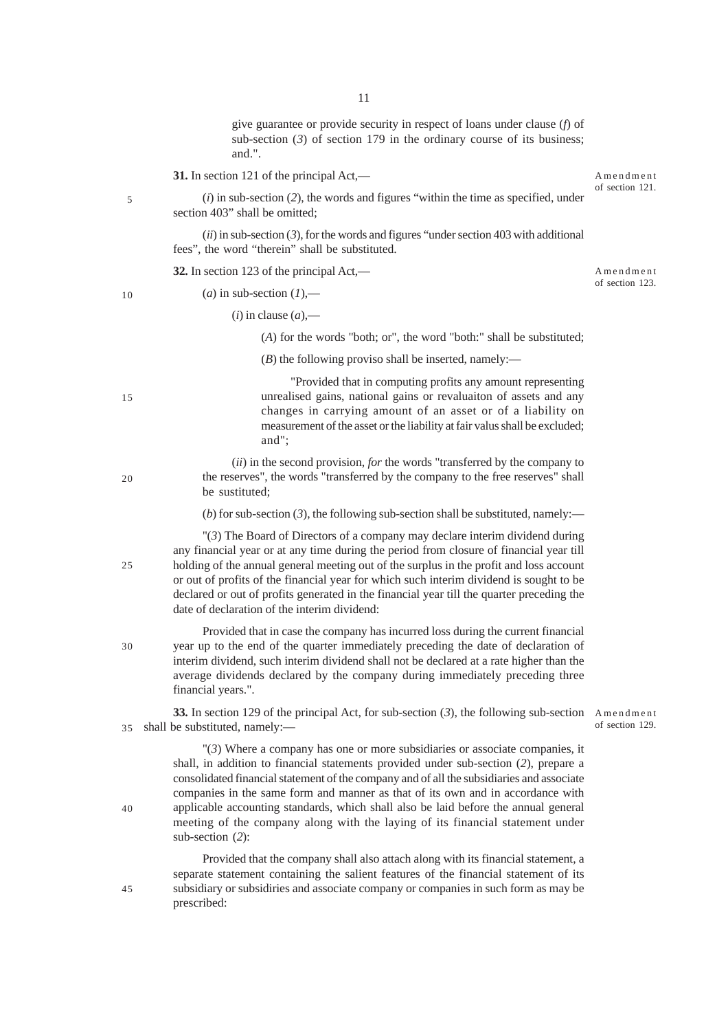give guarantee or provide security in respect of loans under clause (*f*) of sub-section (*3*) of section 179 in the ordinary course of its business; and.".

**31.** In section 121 of the principal Act,—

Amendment of section 121.

(*i*) in sub-section (*2*), the words and figures "within the time as specified, under section 403" shall be omitted;

(*ii*) in sub-section (*3*), for the words and figures "under section 403 with additional fees", the word "therein" shall be substituted.

**32.** In section 123 of the principal Act,—

Amendment of section 123.

(*a*) in sub-section (*1*),—

(*i*) in clause (*a*),—

(*A*) for the words "both; or", the word "both:" shall be substituted;

(*B*) the following proviso shall be inserted, namely:—

"Provided that in computing profits any amount representing unrealised gains, national gains or revaluaiton of assets and any changes in carrying amount of an asset or of a liability on measurement of the asset or the liability at fair valus shall be excluded; and";

(*ii*) in the second provision, *for* the words "transferred by the company to the reserves", the words "transferred by the company to the free reserves" shall be sustituted;

(*b*) for sub-section (*3*), the following sub-section shall be substituted, namely:—

"(*3*) The Board of Directors of a company may declare interim dividend during any financial year or at any time during the period from closure of financial year till holding of the annual general meeting out of the surplus in the profit and loss account or out of profits of the financial year for which such interim dividend is sought to be declared or out of profits generated in the financial year till the quarter preceding the date of declaration of the interim dividend:

Provided that in case the company has incurred loss during the current financial year up to the end of the quarter immediately preceding the date of declaration of interim dividend, such interim dividend shall not be declared at a rate higher than the average dividends declared by the company during immediately preceding three financial years.".

**33.** In section 129 of the principal Act, for sub-section (*3*), the following sub-section shall be substituted, namely:—

Amendment of section 129.

"(*3*) Where a company has one or more subsidiaries or associate companies, it shall, in addition to financial statements provided under sub-section (*2*), prepare a consolidated financial statement of the company and of all the subsidiaries and associate companies in the same form and manner as that of its own and in accordance with applicable accounting standards, which shall also be laid before the annual general meeting of the company along with the laying of its financial statement under sub-section (*2*):

Provided that the company shall also attach along with its financial statement, a separate statement containing the salient features of the financial statement of its subsidiary or subsidiries and associate company or companies in such form as may be prescribed: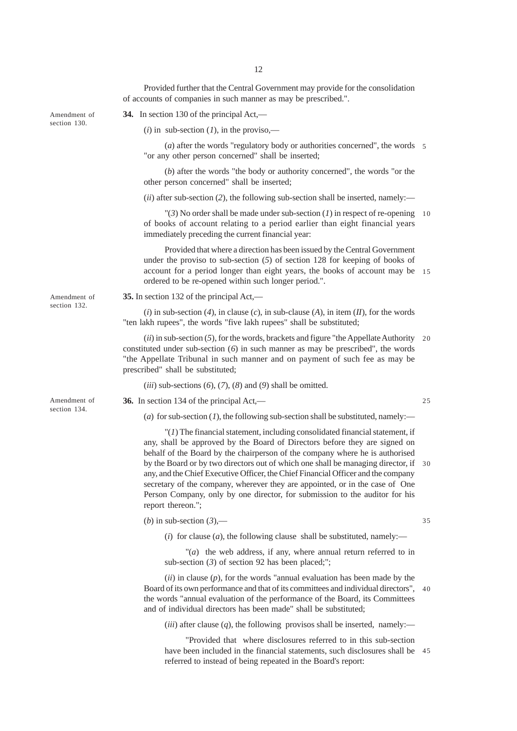Provided further that the Central Government may provide for the consolidation of accounts of companies in such manner as may be prescribed.".

Amendment of section 130.

**34.** In section 130 of the principal Act,—

(*i*) in sub-section (*1*), in the proviso,—

(*a*) after the words "regulatory body or authorities concerned", the words "or any other person concerned" shall be inserted;

(*b*) after the words "the body or authority concerned", the words "or the other person concerned" shall be inserted;

(*ii*) after sub-section (*2*), the following sub-section shall be inserted, namely:—

"(*3*) No order shall be made under sub-section (*1*) in respect of re-opening of books of account relating to a period earlier than eight financial years immediately preceding the current financial year:

Provided that where a direction has been issued by the Central Government under the proviso to sub-section (*5*) of section 128 for keeping of books of account for a period longer than eight years, the books of account may be ordered to be re-opened within such longer period.".

Amendment of section 132.

**35.** In section 132 of the principal Act,—

(*i*) in sub-section (*4*), in clause (*c*), in sub-clause (*A*), in item (*II*), for the words "ten lakh rupees", the words "five lakh rupees" shall be substituted;

(*ii*) in sub-section (*5*), for the words, brackets and figure "the Appellate Authority constituted under sub-section (*6*) in such manner as may be prescribed", the words "the Appellate Tribunal in such manner and on payment of such fee as may be prescribed" shall be substituted;

(*iii*) sub-sections (*6*), (*7*), (*8*) and (*9*) shall be omitted.

Amendment of section 134.

**36.** In section 134 of the principal Act,—

(*a*) for sub-section (*1*), the following sub-section shall be substituted, namely:—

"(*1*) The financial statement, including consolidated financial statement, if any, shall be approved by the Board of Directors before they are signed on behalf of the Board by the chairperson of the company where he is authorised by the Board or by two directors out of which one shall be managing director, if any, and the Chief Executive Officer, the Chief Financial Officer and the company secretary of the company, wherever they are appointed, or in the case of One Person Company, only by one director, for submission to the auditor for his report thereon.";

(*b*) in sub-section (*3*),—

(*i*) for clause (*a*), the following clause shall be substituted, namely:—

"(*a*) the web address, if any, where annual return referred to in sub-section (*3*) of section 92 has been placed;";

(*ii*) in clause (*p*), for the words "annual evaluation has been made by the Board of its own performance and that of its committees and individual directors", the words "annual evaluation of the performance of the Board, its Committees and of individual directors has been made" shall be substituted;

(*iii*) after clause (*q*), the following provisos shall be inserted, namely:—

"Provided that where disclosures referred to in this sub-section have been included in the financial statements, such disclosures shall be referred to instead of being repeated in the Board's report: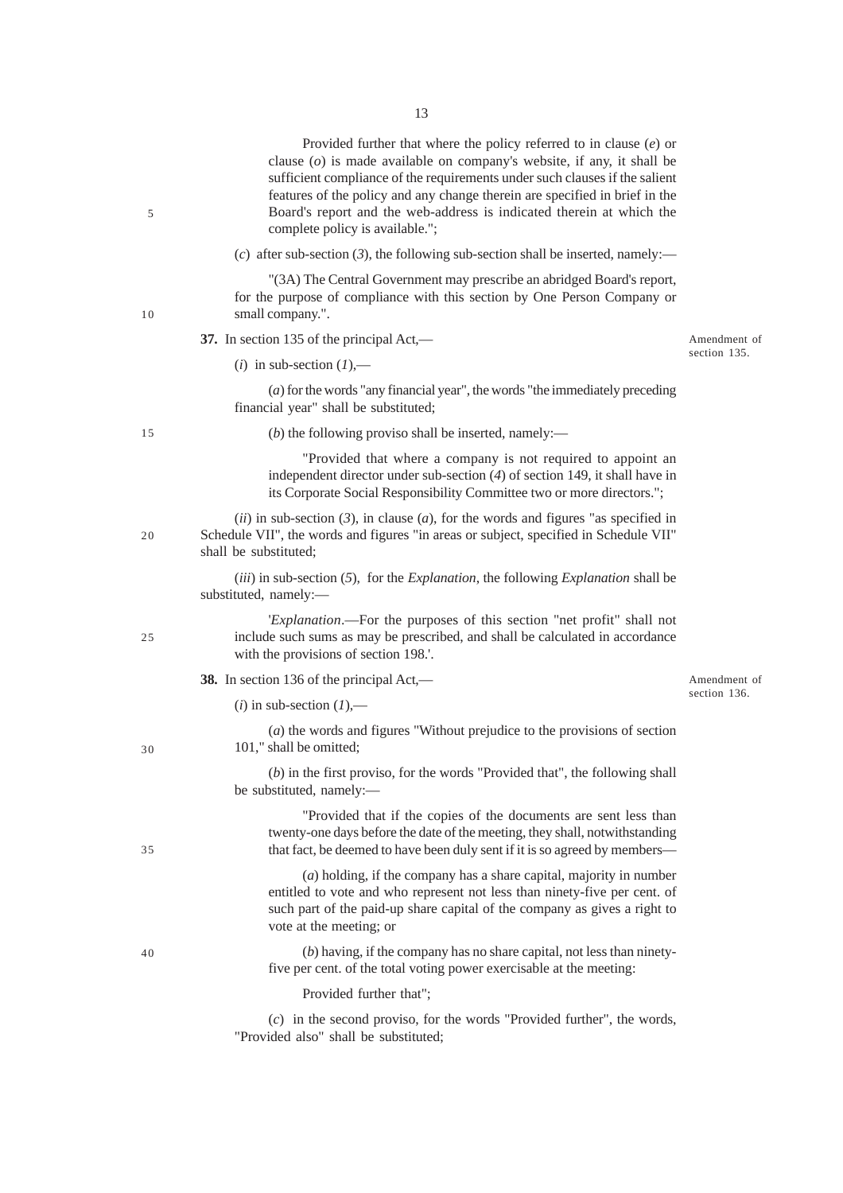Provided further that where the policy referred to in clause (*e*) or clause (*o*) is made available on company's website, if any, it shall be sufficient compliance of the requirements under such clauses if the salient features of the policy and any change therein are specified in brief in the Board's report and the web-address is indicated therein at which the complete policy is available.";

(*c*) after sub-section (*3*), the following sub-section shall be inserted, namely:—

"(3A) The Central Government may prescribe an abridged Board's report, for the purpose of compliance with this section by One Person Company or small company.".

*Amendment of section 135.*

**37.** In section 135 of the principal Act,—

(*i*) in sub-section (*1*),—

(*a*) for the words "any financial year", the words "the immediately preceding financial year" shall be substituted;

(*b*) the following proviso shall be inserted, namely:—

"Provided that where a company is not required to appoint an independent director under sub-section (*4*) of section 149, it shall have in its Corporate Social Responsibility Committee two or more directors.";

(*ii*) in sub-section (*3*), in clause (*a*), for the words and figures "as specified in Schedule VII", the words and figures "in areas or subject, specified in Schedule VII" shall be substituted;

(*iii*) in sub-section (*5*), for the *Explanation*, the following *Explanation* shall be substituted, namely:—

'*Explanation*.—For the purposes of this section "net profit" shall not include such sums as may be prescribed, and shall be calculated in accordance with the provisions of section 198.'.

*Amendment of section 136.*

**38.** In section 136 of the principal Act,—

(*i*) in sub-section (*1*),—

(*a*) the words and figures "Without prejudice to the provisions of section 101," shall be omitted;

(*b*) in the first proviso, for the words "Provided that", the following shall be substituted, namely:—

"Provided that if the copies of the documents are sent less than twenty-one days before the date of the meeting, they shall, notwithstanding that fact, be deemed to have been duly sent if it is so agreed by members—

(*a*) holding, if the company has a share capital, majority in number entitled to vote and who represent not less than ninety-five per cent. of such part of the paid-up share capital of the company as gives a right to vote at the meeting; or

(*b*) having, if the company has no share capital, not less than ninety-five per cent. of the total voting power exercisable at the meeting:

Provided further that";

(*c*) in the second proviso, for the words "Provided further", the words, "Provided also" shall be substituted;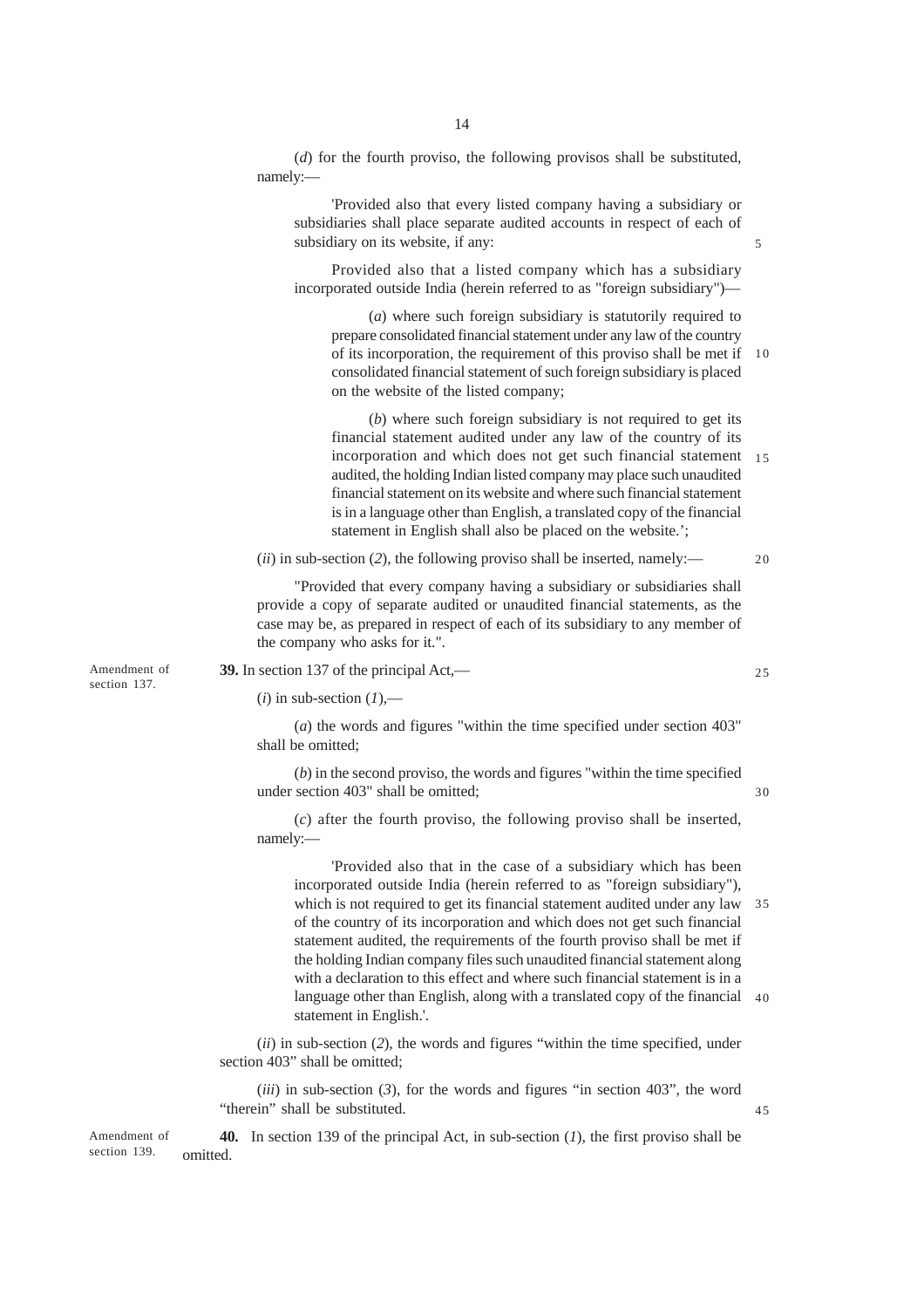(*d*) for the fourth proviso, the following provisos shall be substituted, namely:—

'Provided also that every listed company having a subsidiary or subsidiaries shall place separate audited accounts in respect of each of subsidiary on its website, if any:

Provided also that a listed company which has a subsidiary incorporated outside India (herein referred to as "foreign subsidiary")—

(*a*) where such foreign subsidiary is statutorily required to prepare consolidated financial statement under any law of the country of its incorporation, the requirement of this proviso shall be met if consolidated financial statement of such foreign subsidiary is placed on the website of the listed company;

(*b*) where such foreign subsidiary is not required to get its financial statement audited under any law of the country of its incorporation and which does not get such financial statement audited, the holding Indian listed company may place such unaudited financial statement on its website and where such financial statement is in a language other than English, a translated copy of the financial statement in English shall also be placed on the website.';

(*ii*) in sub-section (*2*), the following proviso shall be inserted, namely:—

"Provided that every company having a subsidiary or subsidiaries shall provide a copy of separate audited or unaudited financial statements, as the case may be, as prepared in respect of each of its subsidiary to any member of the company who asks for it.".

Amendment of section 137.

**39.** In section 137 of the principal Act,—

(*i*) in sub-section (*1*),—

(*a*) the words and figures "within the time specified under section 403" shall be omitted;

(*b*) in the second proviso, the words and figures "within the time specified under section 403" shall be omitted;

(*c*) after the fourth proviso, the following proviso shall be inserted, namely:—

'Provided also that in the case of a subsidiary which has been incorporated outside India (herein referred to as "foreign subsidiary"), which is not required to get its financial statement audited under any law of the country of its incorporation and which does not get such financial statement audited, the requirements of the fourth proviso shall be met if the holding Indian company files such unaudited financial statement along with a declaration to this effect and where such financial statement is in a language other than English, along with a translated copy of the financial statement in English.'.

(*ii*) in sub-section (*2*), the words and figures "within the time specified, under section 403" shall be omitted;

(*iii*) in sub-section (*3*), for the words and figures "in section 403", the word "therein" shall be substituted.

Amendment of section 139.

**40.** In section 139 of the principal Act, in sub-section (*1*), the first proviso shall be omitted.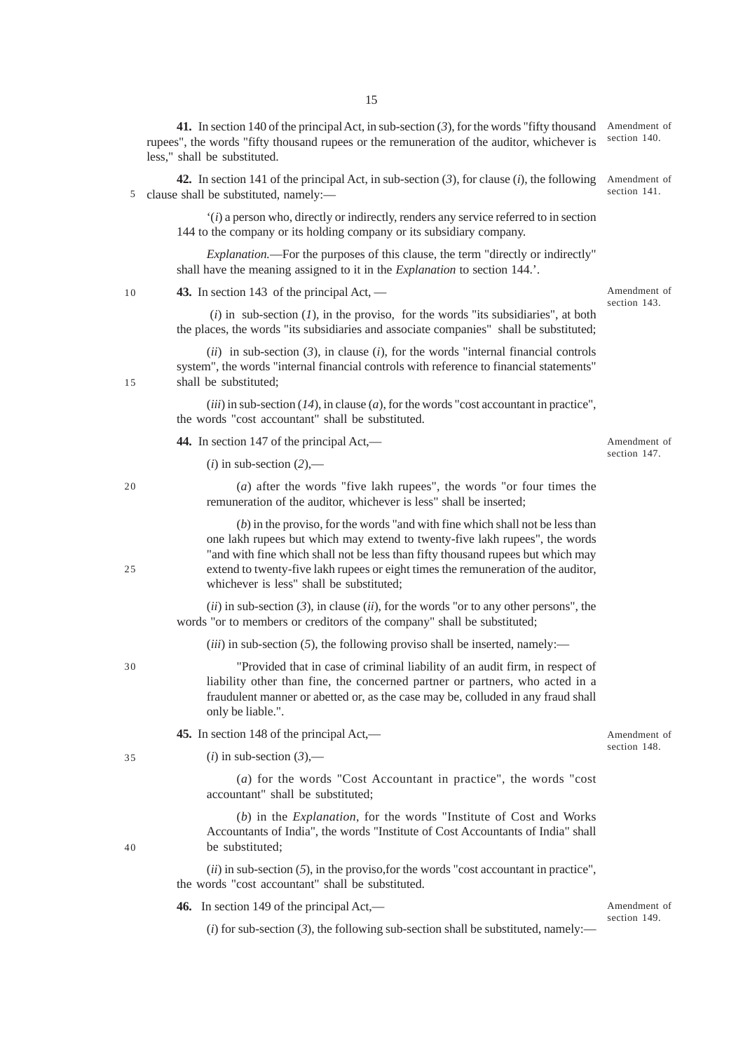**41.** In section 140 of the principal Act, in sub-section (*3*), for the words "fifty thousand rupees", the words "fifty thousand rupees or the remuneration of the auditor, whichever is less," shall be substituted.

Amendment of section 140.

**42.** In section 141 of the principal Act, in sub-section (*3*), for clause (*i*), the following clause shall be substituted, namely:—

Amendment of section 141.

'(*i*) a person who, directly or indirectly, renders any service referred to in section 144 to the company or its holding company or its subsidiary company.

*Explanation.*—For the purposes of this clause, the term "directly or indirectly" shall have the meaning assigned to it in the *Explanation* to section 144.'.

**43.** In section 143 of the principal Act, —

Amendment of section 143.

(*i*) in sub-section (*1*), in the proviso, for the words "its subsidiaries", at both the places, the words "its subsidiaries and associate companies" shall be substituted;

(*ii*) in sub-section (*3*), in clause (*i*), for the words "internal financial controls system", the words "internal financial controls with reference to financial statements" shall be substituted;

(*iii*) in sub-section (*14*), in clause (*a*), for the words "cost accountant in practice", the words "cost accountant" shall be substituted.

**44.** In section 147 of the principal Act,—

Amendment of section 147.

(*i*) in sub-section (*2*),—

(*a*) after the words "five lakh rupees", the words "or four times the remuneration of the auditor, whichever is less" shall be inserted;

(*b*) in the proviso, for the words "and with fine which shall not be less than one lakh rupees but which may extend to twenty-five lakh rupees", the words "and with fine which shall not be less than fifty thousand rupees but which may extend to twenty-five lakh rupees or eight times the remuneration of the auditor, whichever is less" shall be substituted;

(*ii*) in sub-section (*3*), in clause (*ii*), for the words "or to any other persons", the words "or to members or creditors of the company" shall be substituted;

(*iii*) in sub-section (*5*), the following proviso shall be inserted, namely:—

"Provided that in case of criminal liability of an audit firm, in respect of liability other than fine, the concerned partner or partners, who acted in a fraudulent manner or abetted or, as the case may be, colluded in any fraud shall only be liable.".

**45.** In section 148 of the principal Act,—

Amendment of section 148.

(*i*) in sub-section (*3*),—

(*a*) for the words "Cost Accountant in practice", the words "cost accountant" shall be substituted;

(*b*) in the *Explanation*, for the words "Institute of Cost and Works Accountants of India", the words "Institute of Cost Accountants of India" shall be substituted;

(*ii*) in sub-section (*5*), in the proviso,for the words "cost accountant in practice", the words "cost accountant" shall be substituted.

**46.** In section 149 of the principal Act,—

Amendment of section 149.

(*i*) for sub-section (*3*), the following sub-section shall be substituted, namely:—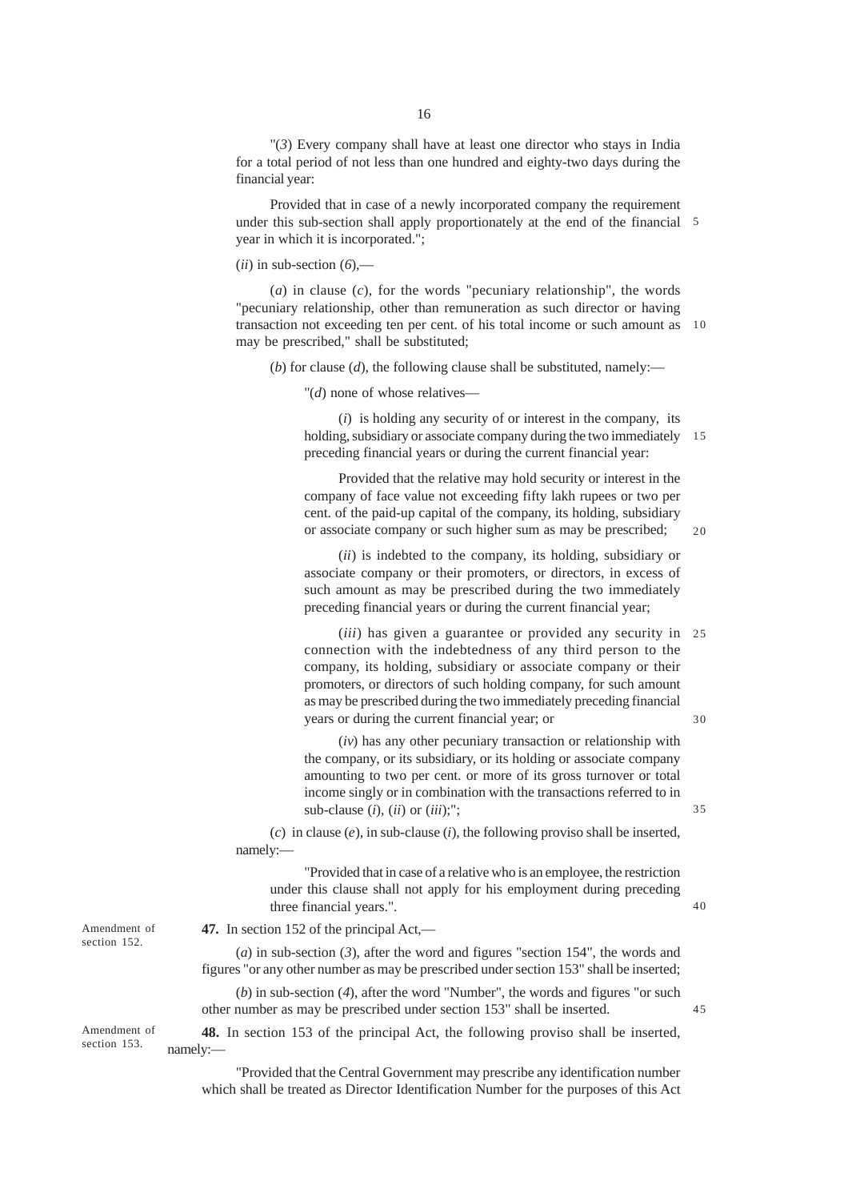"(*3*) Every company shall have at least one director who stays in India for a total period of not less than one hundred and eighty-two days during the financial year:

Provided that in case of a newly incorporated company the requirement under this sub-section shall apply proportionately at the end of the financial year in which it is incorporated.";

(*ii*) in sub-section (*6*),—

(*a*) in clause (*c*), for the words "pecuniary relationship", the words "pecuniary relationship, other than remuneration as such director or having transaction not exceeding ten per cent. of his total income or such amount as may be prescribed," shall be substituted;

(*b*) for clause (*d*), the following clause shall be substituted, namely:—

"(*d*) none of whose relatives—

(*i*) is holding any security of or interest in the company, its holding, subsidiary or associate company during the two immediately preceding financial years or during the current financial year:

Provided that the relative may hold security or interest in the company of face value not exceeding fifty lakh rupees or two per cent. of the paid-up capital of the company, its holding, subsidiary or associate company or such higher sum as may be prescribed;

(*ii*) is indebted to the company, its holding, subsidiary or associate company or their promoters, or directors, in excess of such amount as may be prescribed during the two immediately preceding financial years or during the current financial year;

(*iii*) has given a guarantee or provided any security in connection with the indebtedness of any third person to the company, its holding, subsidiary or associate company or their promoters, or directors of such holding company, for such amount as may be prescribed during the two immediately preceding financial years or during the current financial year; or

(*iv*) has any other pecuniary transaction or relationship with the company, or its subsidiary, or its holding or associate company amounting to two per cent. or more of its gross turnover or total income singly or in combination with the transactions referred to in sub-clause (*i*), (*ii*) or (*iii*);";

(*c*) in clause (*e*), in sub-clause (*i*), the following proviso shall be inserted, namely:—

"Provided that in case of a relative who is an employee, the restriction under this clause shall not apply for his employment during preceding three financial years.".

Amendment of section 152.

**47.** In section 152 of the principal Act,—

(*a*) in sub-section (*3*), after the word and figures "section 154", the words and figures "or any other number as may be prescribed under section 153" shall be inserted;

(*b*) in sub-section (*4*), after the word "Number", the words and figures "or such other number as may be prescribed under section 153" shall be inserted.

Amendment of section 153.

**48.** In section 153 of the principal Act, the following proviso shall be inserted, namely:—

"Provided that the Central Government may prescribe any identification number which shall be treated as Director Identification Number for the purposes of this Act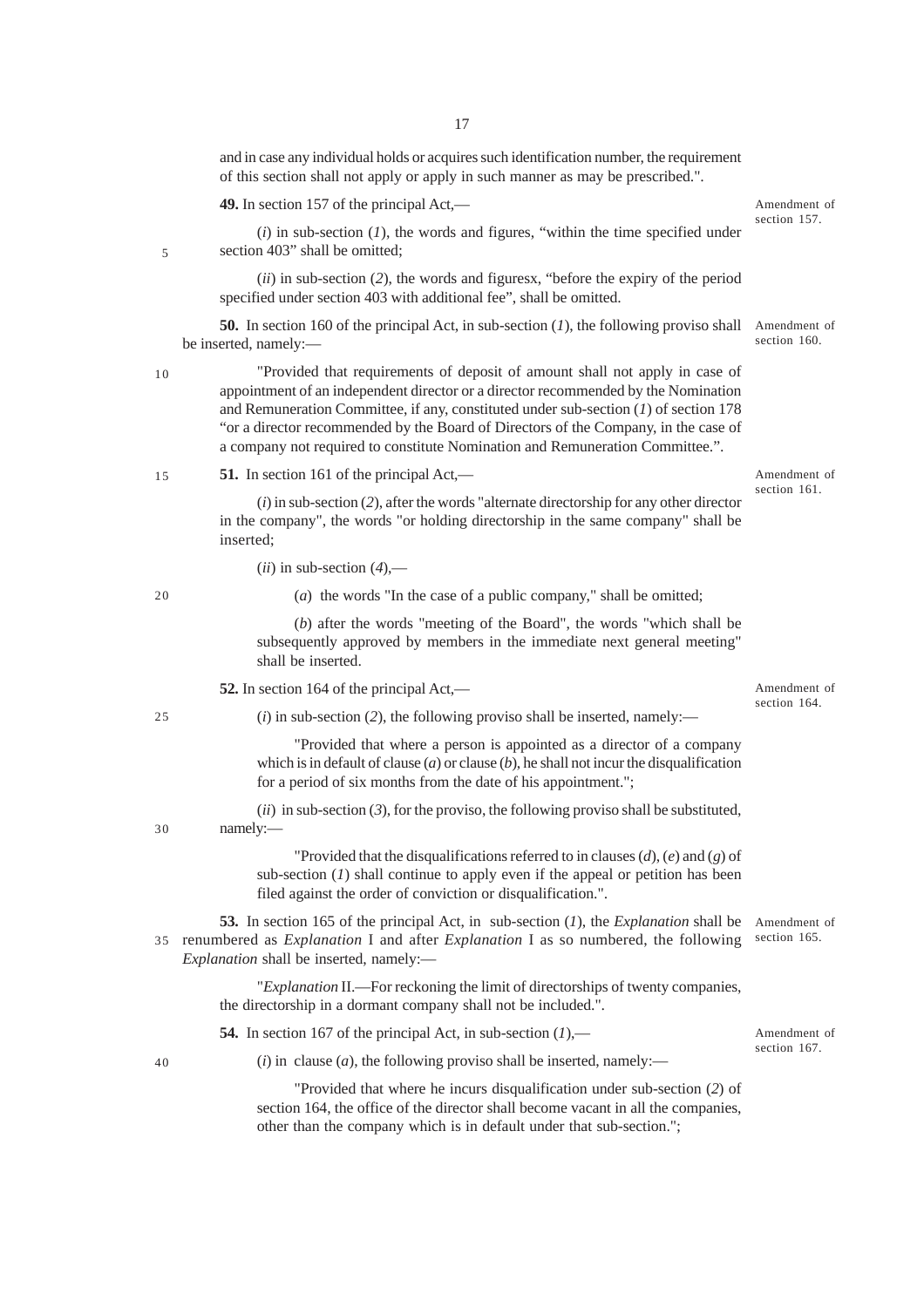and in case any individual holds or acquires such identification number, the requirement of this section shall not apply or apply in such manner as may be prescribed.".

Amendment of section 157.

**49.** In section 157 of the principal Act,—

(*i*) in sub-section (*1*), the words and figures, "within the time specified under section 403" shall be omitted;

(*ii*) in sub-section (*2*), the words and figuresx, "before the expiry of the period specified under section 403 with additional fee", shall be omitted.

Amendment of section 160.

**50.** In section 160 of the principal Act, in sub-section (*1*), the following proviso shall be inserted, namely:—

"Provided that requirements of deposit of amount shall not apply in case of appointment of an independent director or a director recommended by the Nomination and Remuneration Committee, if any, constituted under sub-section (*1*) of section 178 "or a director recommended by the Board of Directors of the Company, in the case of a company not required to constitute Nomination and Remuneration Committee.".

Amendment of section 161.

**51.** In section 161 of the principal Act,—

(*i*) in sub-section (*2*), after the words "alternate directorship for any other director in the company", the words "or holding directorship in the same company" shall be inserted;

(*ii*) in sub-section (*4*),—

(*a*) the words "In the case of a public company," shall be omitted;

(*b*) after the words "meeting of the Board", the words "which shall be subsequently approved by members in the immediate next general meeting" shall be inserted.

Amendment of section 164.

**52.** In section 164 of the principal Act,—

(*i*) in sub-section (*2*), the following proviso shall be inserted, namely:—

"Provided that where a person is appointed as a director of a company which is in default of clause (*a*) or clause (*b*), he shall not incur the disqualification for a period of six months from the date of his appointment.";

(*ii*) in sub-section (*3*), for the proviso, the following proviso shall be substituted, namely:—

"Provided that the disqualifications referred to in clauses (*d*), (*e*) and (*g*) of sub-section (*1*) shall continue to apply even if the appeal or petition has been filed against the order of conviction or disqualification.".

Amendment of section 165.

**53.** In section 165 of the principal Act, in sub-section (*1*), the *Explanation* shall be renumbered as *Explanation* I and after *Explanation* I as so numbered, the following *Explanation* shall be inserted, namely:—

"*Explanation* II.—For reckoning the limit of directorships of twenty companies, the directorship in a dormant company shall not be included.".

Amendment of section 167.

**54.** In section 167 of the principal Act, in sub-section (*1*),—

(*i*) in clause (*a*), the following proviso shall be inserted, namely:—

"Provided that where he incurs disqualification under sub-section (*2*) of section 164, the office of the director shall become vacant in all the companies, other than the company which is in default under that sub-section.";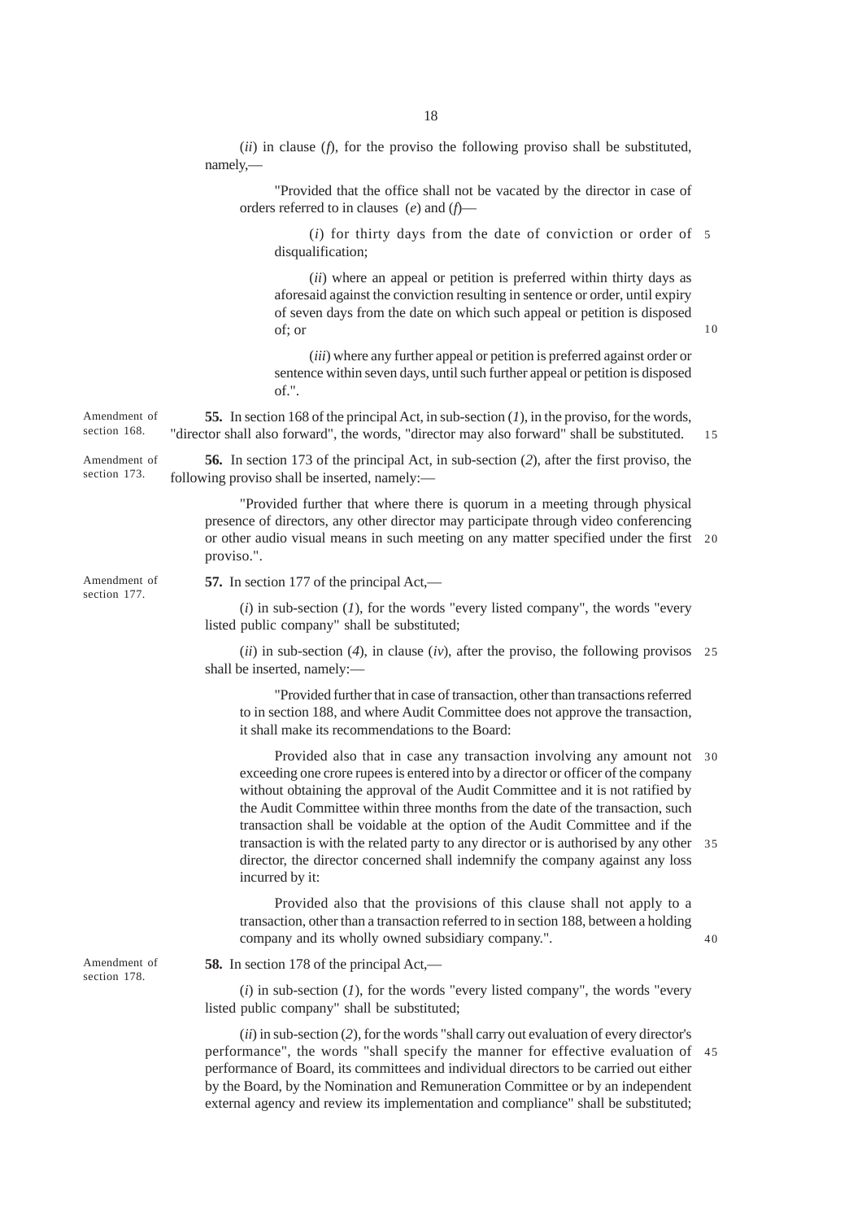(*ii*) in clause (*f*), for the proviso the following proviso shall be substituted, namely,—

"Provided that the office shall not be vacated by the director in case of orders referred to in clauses (*e*) and (*f*)—

(*i*) for thirty days from the date of conviction or order of disqualification;

(*ii*) where an appeal or petition is preferred within thirty days as aforesaid against the conviction resulting in sentence or order, until expiry of seven days from the date on which such appeal or petition is disposed of; or

(*iii*) where any further appeal or petition is preferred against order or sentence within seven days, until such further appeal or petition is disposed of.".

Amendment of section 168.

**55.** In section 168 of the principal Act, in sub-section (*1*), in the proviso, for the words, "director shall also forward", the words, "director may also forward" shall be substituted.

Amendment of section 173.

**56.** In section 173 of the principal Act, in sub-section (*2*), after the first proviso, the following proviso shall be inserted, namely:—

"Provided further that where there is quorum in a meeting through physical presence of directors, any other director may participate through video conferencing or other audio visual means in such meeting on any matter specified under the first proviso.".

Amendment of section 177.

**57.** In section 177 of the principal Act,—

(*i*) in sub-section (*1*), for the words "every listed company", the words "every listed public company" shall be substituted;

(*ii*) in sub-section (*4*), in clause (*iv*), after the proviso, the following provisos shall be inserted, namely:—

"Provided further that in case of transaction, other than transactions referred to in section 188, and where Audit Committee does not approve the transaction, it shall make its recommendations to the Board:

Provided also that in case any transaction involving any amount not exceeding one crore rupees is entered into by a director or officer of the company without obtaining the approval of the Audit Committee and it is not ratified by the Audit Committee within three months from the date of the transaction, such transaction shall be voidable at the option of the Audit Committee and if the transaction is with the related party to any director or is authorised by any other director, the director concerned shall indemnify the company against any loss incurred by it:

Provided also that the provisions of this clause shall not apply to a transaction, other than a transaction referred to in section 188, between a holding company and its wholly owned subsidiary company.".

Amendment of section 178.

**58.** In section 178 of the principal Act,—

(*i*) in sub-section (*1*), for the words "every listed company", the words "every listed public company" shall be substituted;

(*ii*) in sub-section (*2*), for the words "shall carry out evaluation of every director's performance", the words "shall specify the manner for effective evaluation of performance of Board, its committees and individual directors to be carried out either by the Board, by the Nomination and Remuneration Committee or by an independent external agency and review its implementation and compliance" shall be substituted;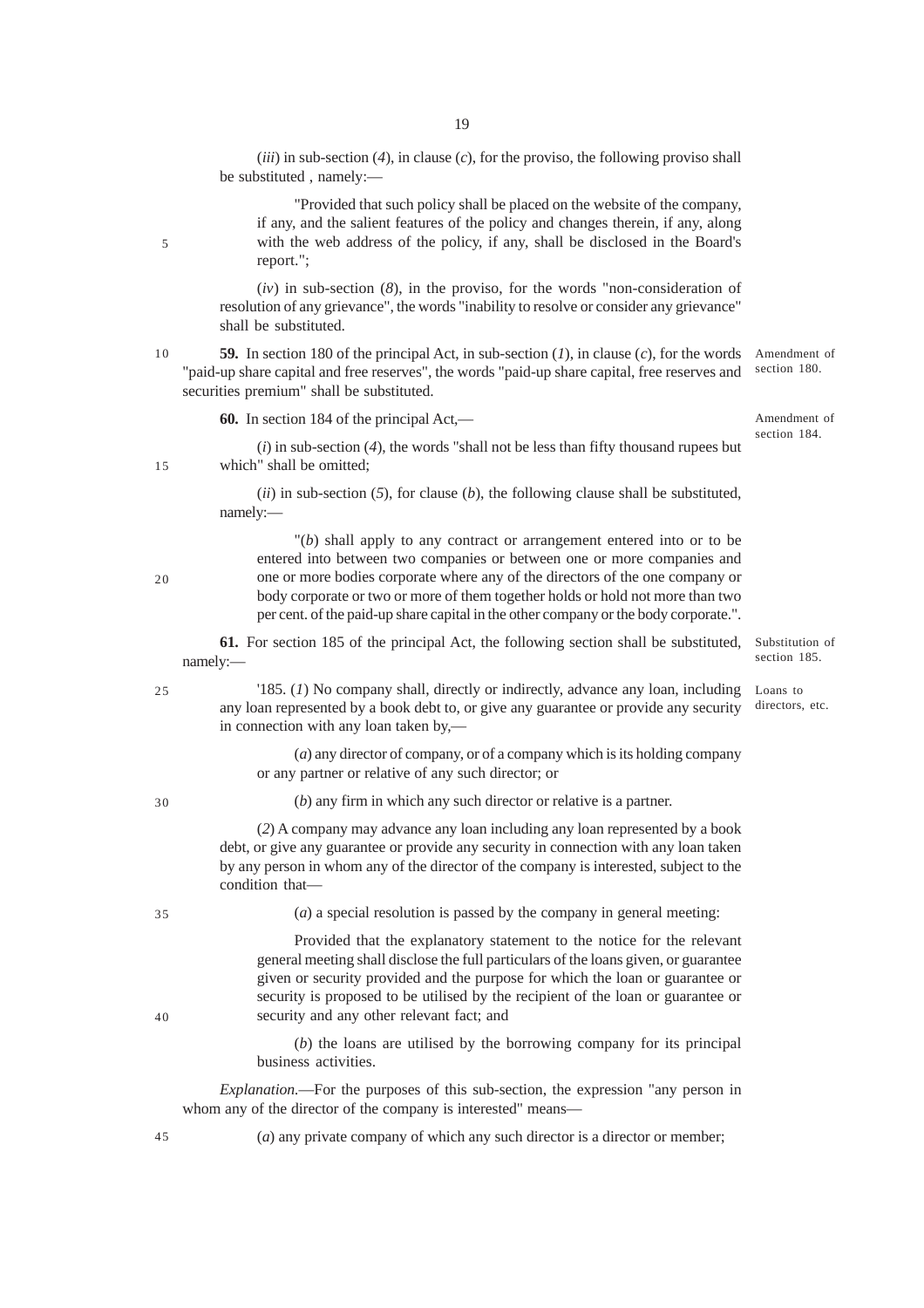(*iii*) in sub-section (*4*), in clause (*c*), for the proviso, the following proviso shall be substituted , namely:—

"Provided that such policy shall be placed on the website of the company, if any, and the salient features of the policy and changes therein, if any, along with the web address of the policy, if any, shall be disclosed in the Board's report.";

(*iv*) in sub-section (*8*), in the proviso, for the words "non-consideration of resolution of any grievance", the words "inability to resolve or consider any grievance" shall be substituted.

Amendment of section 180.

**59.** In section 180 of the principal Act, in sub-section (*1*), in clause (*c*), for the words "paid-up share capital and free reserves", the words "paid-up share capital, free reserves and securities premium" shall be substituted.

Amendment of section 184.

**60.** In section 184 of the principal Act,—

(*i*) in sub-section (*4*), the words "shall not be less than fifty thousand rupees but which" shall be omitted;

(*ii*) in sub-section (*5*), for clause (*b*), the following clause shall be substituted, namely:—

"(*b*) shall apply to any contract or arrangement entered into or to be entered into between two companies or between one or more companies and one or more bodies corporate where any of the directors of the one company or body corporate or two or more of them together holds or hold not more than two per cent. of the paid-up share capital in the other company or the body corporate.".

Substitution of section 185.

**61.** For section 185 of the principal Act, the following section shall be substituted, namely:—

Loans to directors, etc.

'185. (*1*) No company shall, directly or indirectly, advance any loan, including any loan represented by a book debt to, or give any guarantee or provide any security in connection with any loan taken by,—

(*a*) any director of company, or of a company which is its holding company or any partner or relative of any such director; or

(*b*) any firm in which any such director or relative is a partner.

(*2*) A company may advance any loan including any loan represented by a book debt, or give any guarantee or provide any security in connection with any loan taken by any person in whom any of the director of the company is interested, subject to the condition that—

(*a*) a special resolution is passed by the company in general meeting:

Provided that the explanatory statement to the notice for the relevant general meeting shall disclose the full particulars of the loans given, or guarantee given or security provided and the purpose for which the loan or guarantee or security is proposed to be utilised by the recipient of the loan or guarantee or security and any other relevant fact; and

(*b*) the loans are utilised by the borrowing company for its principal business activities.

*Explanation.*—For the purposes of this sub-section, the expression "any person in whom any of the director of the company is interested" means—

(*a*) any private company of which any such director is a director or member;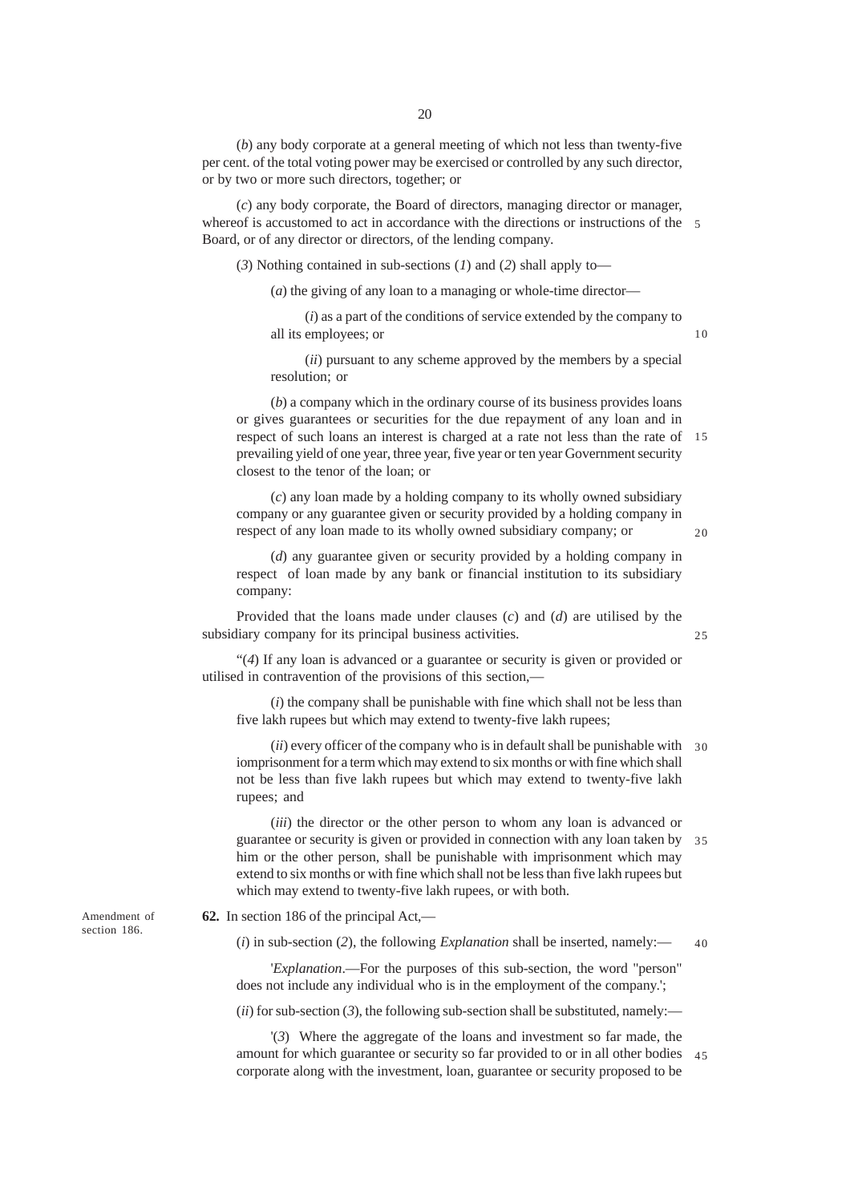(*b*) any body corporate at a general meeting of which not less than twenty-five per cent. of the total voting power may be exercised or controlled by any such director, or by two or more such directors, together; or

(*c*) any body corporate, the Board of directors, managing director or manager, whereof is accustomed to act in accordance with the directions or instructions of the Board, or of any director or directors, of the lending company.

(*3*) Nothing contained in sub-sections (*1*) and (*2*) shall apply to—

(*a*) the giving of any loan to a managing or whole-time director—

(*i*) as a part of the conditions of service extended by the company to all its employees; or

(*ii*) pursuant to any scheme approved by the members by a special resolution; or

(*b*) a company which in the ordinary course of its business provides loans or gives guarantees or securities for the due repayment of any loan and in respect of such loans an interest is charged at a rate not less than the rate of prevailing yield of one year, three year, five year or ten year Government security closest to the tenor of the loan; or

(*c*) any loan made by a holding company to its wholly owned subsidiary company or any guarantee given or security provided by a holding company in respect of any loan made to its wholly owned subsidiary company; or

(*d*) any guarantee given or security provided by a holding company in respect of loan made by any bank or financial institution to its subsidiary company:

Provided that the loans made under clauses (*c*) and (*d*) are utilised by the subsidiary company for its principal business activities.

"(*4*) If any loan is advanced or a guarantee or security is given or provided or utilised in contravention of the provisions of this section,—

(*i*) the company shall be punishable with fine which shall not be less than five lakh rupees but which may extend to twenty-five lakh rupees;

(*ii*) every officer of the company who is in default shall be punishable with iomprisonment for a term which may extend to six months or with fine which shall not be less than five lakh rupees but which may extend to twenty-five lakh rupees; and

(*iii*) the director or the other person to whom any loan is advanced or guarantee or security is given or provided in connection with any loan taken by him or the other person, shall be punishable with imprisonment which may extend to six months or with fine which shall not be less than five lakh rupees but which may extend to twenty-five lakh rupees, or with both.

Amendment of section 186.

**62.** In section 186 of the principal Act,—

(*i*) in sub-section (*2*), the following *Explanation* shall be inserted, namely:—

'*Explanation*.—For the purposes of this sub-section, the word "person" does not include any individual who is in the employment of the company.';

(*ii*) for sub-section (*3*), the following sub-section shall be substituted, namely:—

'(*3*) Where the aggregate of the loans and investment so far made, the amount for which guarantee or security so far provided to or in all other bodies corporate along with the investment, loan, guarantee or security proposed to be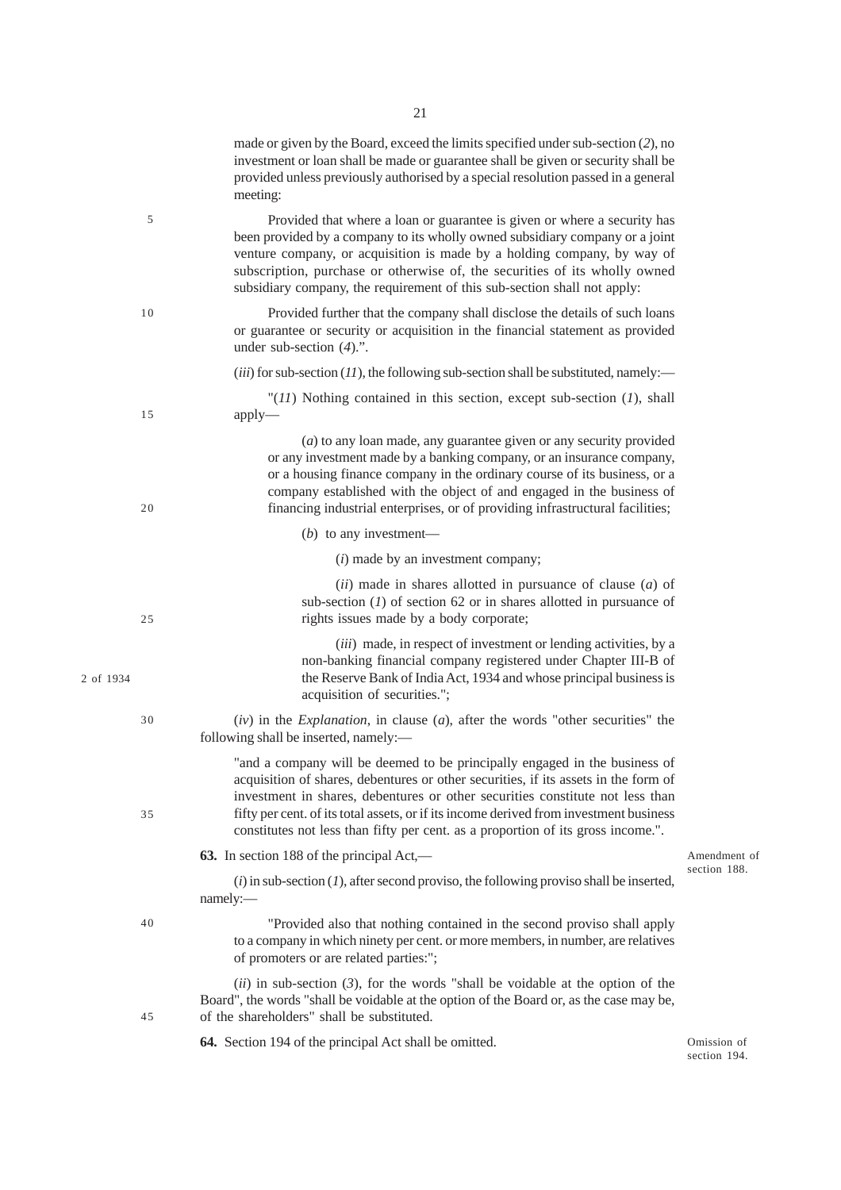made or given by the Board, exceed the limits specified under sub-section (*2*), no investment or loan shall be made or guarantee shall be given or security shall be provided unless previously authorised by a special resolution passed in a general meeting:

Provided that where a loan or guarantee is given or where a security has been provided by a company to its wholly owned subsidiary company or a joint venture company, or acquisition is made by a holding company, by way of subscription, purchase or otherwise of, the securities of its wholly owned subsidiary company, the requirement of this sub-section shall not apply:

Provided further that the company shall disclose the details of such loans or guarantee or security or acquisition in the financial statement as provided under sub-section (*4*).".

(*iii*) for sub-section (*11*), the following sub-section shall be substituted, namely:—

"(*11*) Nothing contained in this section, except sub-section (*1*), shall apply—

(*a*) to any loan made, any guarantee given or any security provided or any investment made by a banking company, or an insurance company, or a housing finance company in the ordinary course of its business, or a company established with the object of and engaged in the business of financing industrial enterprises, or of providing infrastructural facilities;

(*b*) to any investment—

(*i*) made by an investment company;

(*ii*) made in shares allotted in pursuance of clause (*a*) of sub-section (*1*) of section 62 or in shares allotted in pursuance of rights issues made by a body corporate;

(*iii*) made, in respect of investment or lending activities, by a non-banking financial company registered under Chapter III-B of the Reserve Bank of India Act, 1934 and whose principal business is acquisition of securities.";

2 of 1934

(*iv*) in the *Explanation*, in clause (*a*), after the words "other securities" the following shall be inserted, namely:—

"and a company will be deemed to be principally engaged in the business of acquisition of shares, debentures or other securities, if its assets in the form of investment in shares, debentures or other securities constitute not less than fifty per cent. of its total assets, or if its income derived from investment business constitutes not less than fifty per cent. as a proportion of its gross income.".

Amendment of section 188.

**63.** In section 188 of the principal Act,—

(*i*) in sub-section (*1*), after second proviso, the following proviso shall be inserted, namely:—

"Provided also that nothing contained in the second proviso shall apply to a company in which ninety per cent. or more members, in number, are relatives of promoters or are related parties:";

(*ii*) in sub-section (*3*), for the words "shall be voidable at the option of the Board", the words "shall be voidable at the option of the Board or, as the case may be, of the shareholders" shall be substituted.

Omission of section 194.

**64.** Section 194 of the principal Act shall be omitted.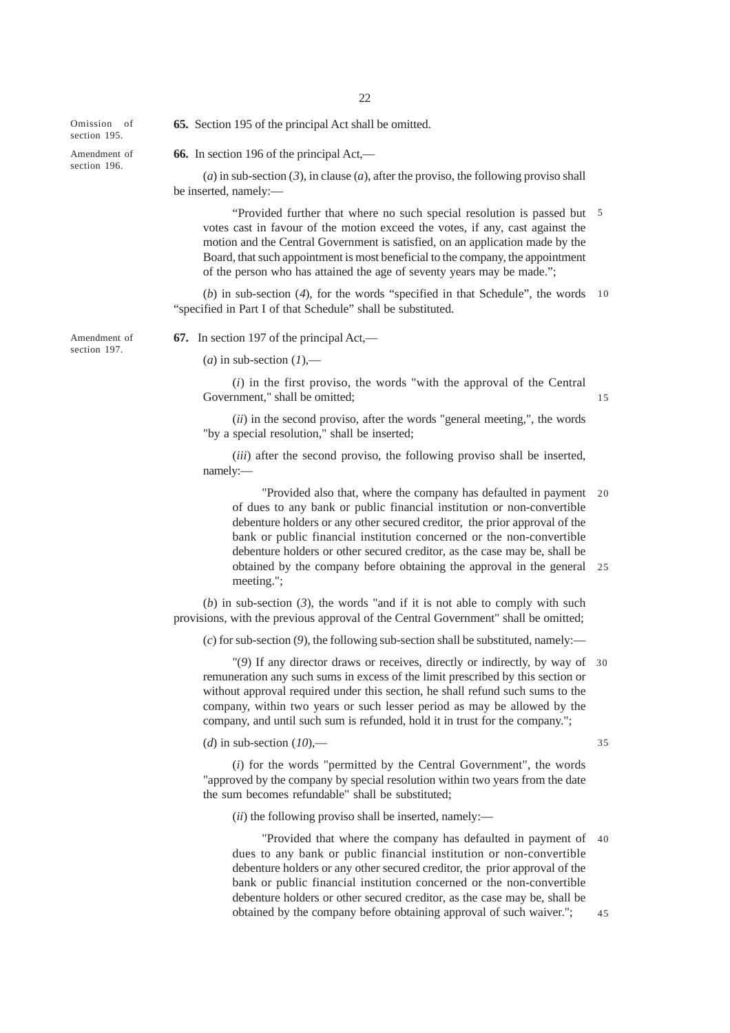Omission of section 195.

**65.** Section 195 of the principal Act shall be omitted.

Amendment of section 196.

**66.** In section 196 of the principal Act,—

(*a*) in sub-section (*3*), in clause (*a*), after the proviso, the following proviso shall be inserted, namely:—

"Provided further that where no such special resolution is passed but votes cast in favour of the motion exceed the votes, if any, cast against the motion and the Central Government is satisfied, on an application made by the Board, that such appointment is most beneficial to the company, the appointment of the person who has attained the age of seventy years may be made.";

(*b*) in sub-section (*4*), for the words "specified in that Schedule", the words "specified in Part I of that Schedule" shall be substituted.

Amendment of section 197.

**67.** In section 197 of the principal Act,—

(*a*) in sub-section (*1*),—

(*i*) in the first proviso, the words "with the approval of the Central Government," shall be omitted;

(*ii*) in the second proviso, after the words "general meeting,", the words "by a special resolution," shall be inserted;

(*iii*) after the second proviso, the following proviso shall be inserted, namely:—

"Provided also that, where the company has defaulted in payment of dues to any bank or public financial institution or non-convertible debenture holders or any other secured creditor, the prior approval of the bank or public financial institution concerned or the non-convertible debenture holders or other secured creditor, as the case may be, shall be obtained by the company before obtaining the approval in the general meeting.";

(*b*) in sub-section (*3*), the words "and if it is not able to comply with such provisions, with the previous approval of the Central Government" shall be omitted;

(*c*) for sub-section (*9*), the following sub-section shall be substituted, namely:—

"(*9*) If any director draws or receives, directly or indirectly, by way of remuneration any such sums in excess of the limit prescribed by this section or without approval required under this section, he shall refund such sums to the company, within two years or such lesser period as may be allowed by the company, and until such sum is refunded, hold it in trust for the company.";

(*d*) in sub-section (*10*),—

(*i*) for the words "permitted by the Central Government", the words "approved by the company by special resolution within two years from the date the sum becomes refundable" shall be substituted;

(*ii*) the following proviso shall be inserted, namely:—

"Provided that where the company has defaulted in payment of dues to any bank or public financial institution or non-convertible debenture holders or any other secured creditor, the prior approval of the bank or public financial institution concerned or the non-convertible debenture holders or other secured creditor, as the case may be, shall be obtained by the company before obtaining approval of such waiver.";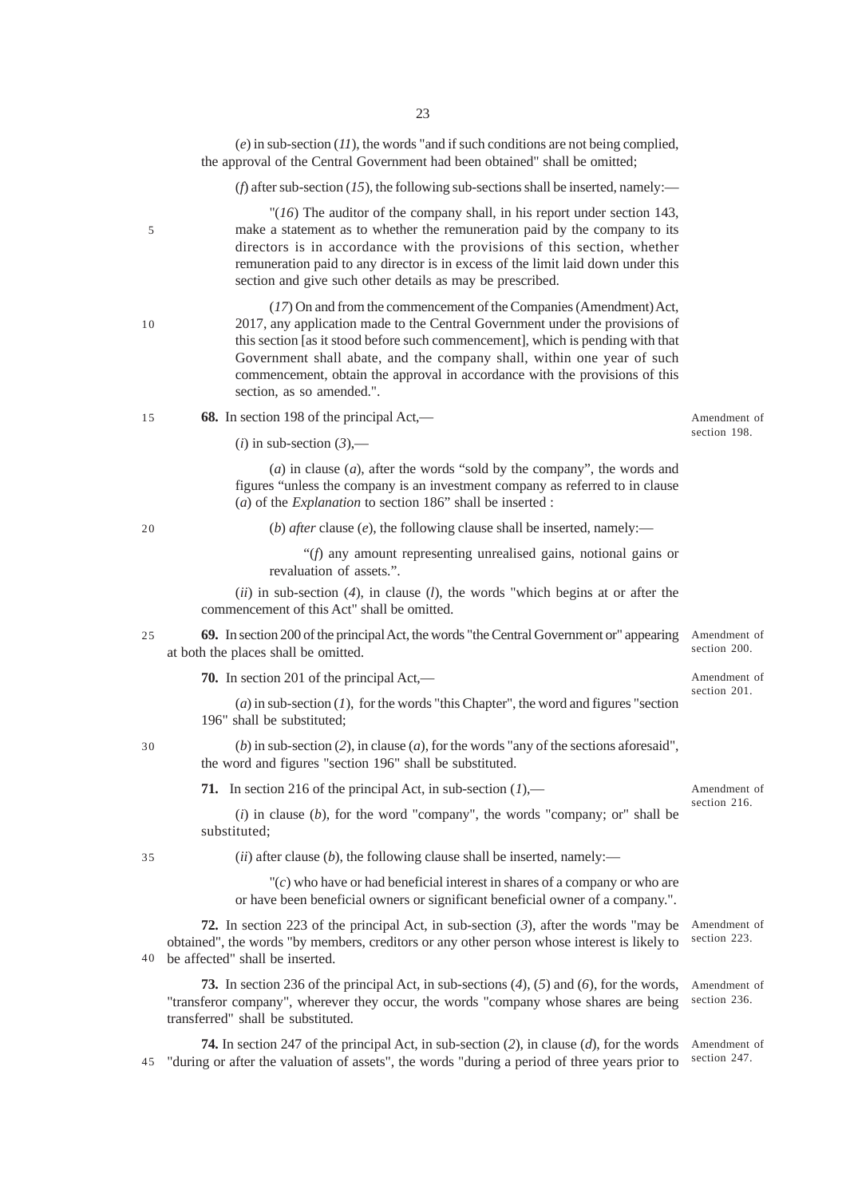(*e*) in sub-section (*11*), the words "and if such conditions are not being complied, the approval of the Central Government had been obtained" shall be omitted;

(*f*) after sub-section (*15*), the following sub-sections shall be inserted, namely:—

"(*16*) The auditor of the company shall, in his report under section 143, make a statement as to whether the remuneration paid by the company to its directors is in accordance with the provisions of this section, whether remuneration paid to any director is in excess of the limit laid down under this section and give such other details as may be prescribed.

(*17*) On and from the commencement of the Companies (Amendment) Act, 2017, any application made to the Central Government under the provisions of this section [as it stood before such commencement], which is pending with that Government shall abate, and the company shall, within one year of such commencement, obtain the approval in accordance with the provisions of this section, as so amended.".

*Amendment of section 198.*

**68.** In section 198 of the principal Act,—

(*i*) in sub-section (*3*),—

(*a*) in clause (*a*), after the words "sold by the company", the words and figures "unless the company is an investment company as referred to in clause (*a*) of the *Explanation* to section 186" shall be inserted :

(*b*) *after* clause (*e*), the following clause shall be inserted, namely:—

"(*f*) any amount representing unrealised gains, notional gains or revaluation of assets.".

(*ii*) in sub-section (*4*), in clause (*l*), the words "which begins at or after the commencement of this Act" shall be omitted.

*Amendment of section 200.*

**69.** In section 200 of the principal Act, the words "the Central Government or" appearing at both the places shall be omitted.

*Amendment of section 201.*

**70.** In section 201 of the principal Act,—

(*a*) in sub-section (*1*), for the words "this Chapter", the word and figures "section 196" shall be substituted;

(*b*) in sub-section (*2*), in clause (*a*), for the words "any of the sections aforesaid", the word and figures "section 196" shall be substituted.

*Amendment of section 216.*

**71.** In section 216 of the principal Act, in sub-section (*1*),—

(*i*) in clause (*b*), for the word "company", the words "company; or" shall be substituted;

(*ii*) after clause (*b*), the following clause shall be inserted, namely:—

"(*c*) who have or had beneficial interest in shares of a company or who are or have been beneficial owners or significant beneficial owner of a company.".

*Amendment of section 223.*

**72.** In section 223 of the principal Act, in sub-section (*3*), after the words "may be obtained", the words "by members, creditors or any other person whose interest is likely to be affected" shall be inserted.

*Amendment of section 236.*

**73.** In section 236 of the principal Act, in sub-sections (*4*), (*5*) and (*6*), for the words, "transferor company", wherever they occur, the words "company whose shares are being transferred" shall be substituted.

*Amendment of section 247.*

**74.** In section 247 of the principal Act, in sub-section (*2*), in clause (*d*), for the words "during or after the valuation of assets", the words "during a period of three years prior to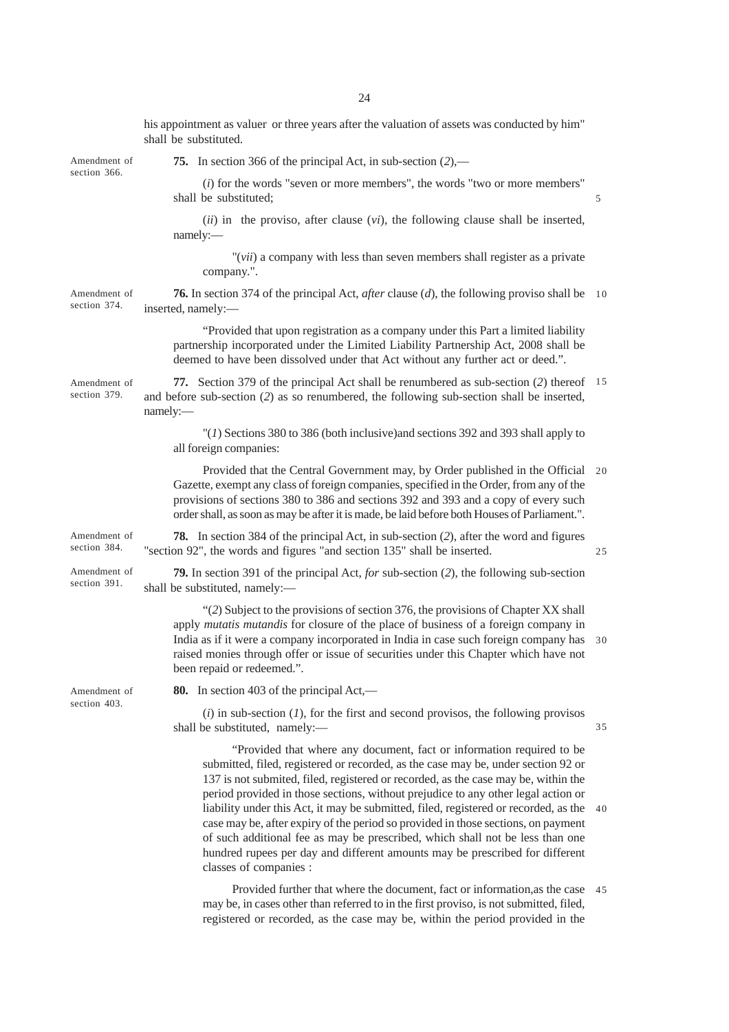his appointment as valuer or three years after the valuation of assets was conducted by him" shall be substituted.

Amendment of section 366.

**75.** In section 366 of the principal Act, in sub-section (*2*),—

(*i*) for the words "seven or more members", the words "two or more members" shall be substituted;

(*ii*) in the proviso, after clause (*vi*), the following clause shall be inserted, namely:—

"(*vii*) a company with less than seven members shall register as a private company.".

Amendment of section 374.

**76.** In section 374 of the principal Act, *after* clause (*d*), the following proviso shall be inserted, namely:—

"Provided that upon registration as a company under this Part a limited liability partnership incorporated under the Limited Liability Partnership Act, 2008 shall be deemed to have been dissolved under that Act without any further act or deed.".

Amendment of section 379.

**77.** Section 379 of the principal Act shall be renumbered as sub-section (*2*) thereof and before sub-section (*2*) as so renumbered, the following sub-section shall be inserted, namely:—

"(*1*) Sections 380 to 386 (both inclusive)and sections 392 and 393 shall apply to all foreign companies:

Provided that the Central Government may, by Order published in the Official Gazette, exempt any class of foreign companies, specified in the Order, from any of the provisions of sections 380 to 386 and sections 392 and 393 and a copy of every such order shall, as soon as may be after it is made, be laid before both Houses of Parliament.".

Amendment of section 384.

**78.** In section 384 of the principal Act, in sub-section (*2*), after the word and figures "section 92", the words and figures "and section 135" shall be inserted.

Amendment of section 391.

**79.** In section 391 of the principal Act, *for* sub-section (*2*), the following sub-section shall be substituted, namely:—

"(*2*) Subject to the provisions of section 376, the provisions of Chapter XX shall apply *mutatis mutandis* for closure of the place of business of a foreign company in India as if it were a company incorporated in India in case such foreign company has raised monies through offer or issue of securities under this Chapter which have not been repaid or redeemed.".

Amendment of section 403.

**80.** In section 403 of the principal Act,—

(*i*) in sub-section (*1*), for the first and second provisos, the following provisos shall be substituted, namely:—

"Provided that where any document, fact or information required to be submitted, filed, registered or recorded, as the case may be, under section 92 or 137 is not submited, filed, registered or recorded, as the case may be, within the period provided in those sections, without prejudice to any other legal action or liability under this Act, it may be submitted, filed, registered or recorded, as the case may be, after expiry of the period so provided in those sections, on payment of such additional fee as may be prescribed, which shall not be less than one hundred rupees per day and different amounts may be prescribed for different classes of companies :

Provided further that where the document, fact or information,as the case may be, in cases other than referred to in the first proviso, is not submitted, filed, registered or recorded, as the case may be, within the period provided in the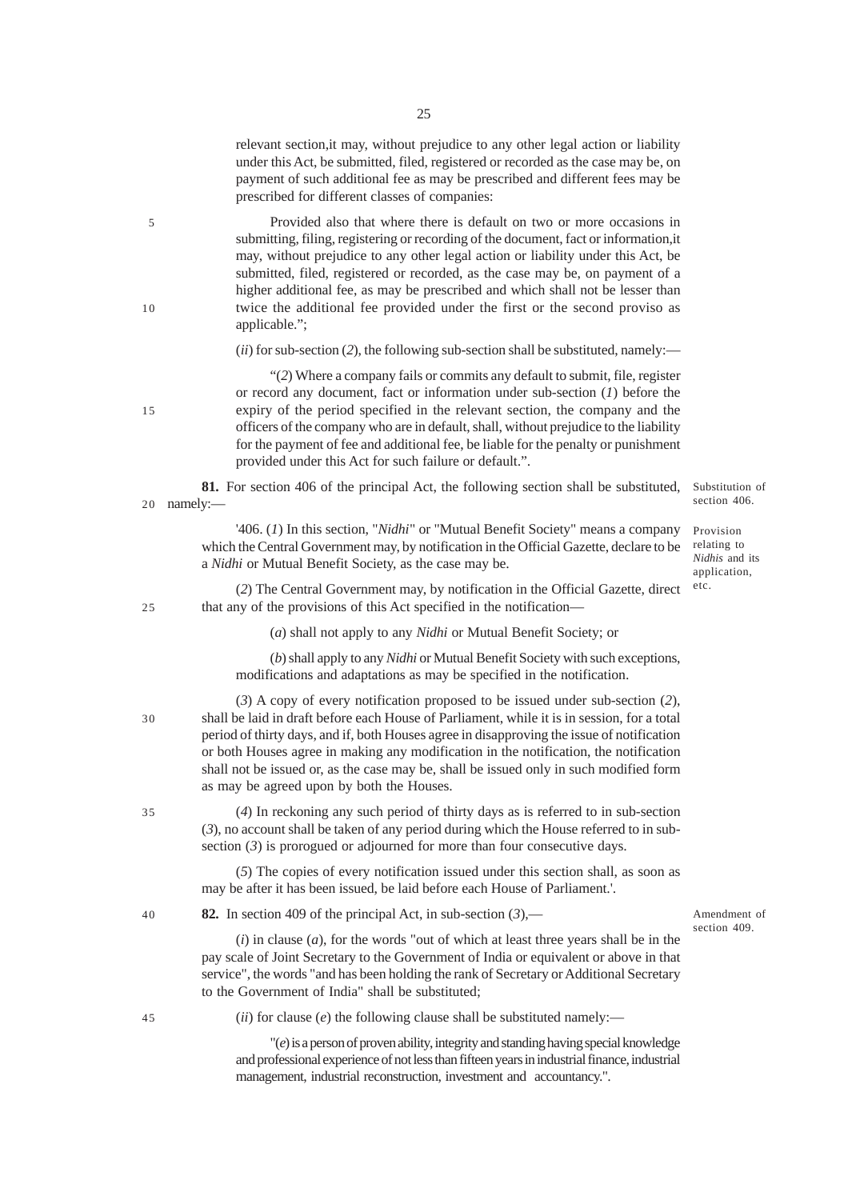relevant section,it may, without prejudice to any other legal action or liability under this Act, be submitted, filed, registered or recorded as the case may be, on payment of such additional fee as may be prescribed and different fees may be prescribed for different classes of companies:

Provided also that where there is default on two or more occasions in submitting, filing, registering or recording of the document, fact or information,it may, without prejudice to any other legal action or liability under this Act, be submitted, filed, registered or recorded, as the case may be, on payment of a higher additional fee, as may be prescribed and which shall not be lesser than twice the additional fee provided under the first or the second proviso as applicable.";

(*ii*) for sub-section (*2*), the following sub-section shall be substituted, namely:—

"(*2*) Where a company fails or commits any default to submit, file, register or record any document, fact or information under sub-section (*1*) before the expiry of the period specified in the relevant section, the company and the officers of the company who are in default, shall, without prejudice to the liability for the payment of fee and additional fee, be liable for the penalty or punishment provided under this Act for such failure or default.".

Substitution of section 406.

**81.** For section 406 of the principal Act, the following section shall be substituted, namely:—

Provision relating to *Nidhis* and its application, etc.

'406. (*1*) In this section, "*Nidhi*" or "Mutual Benefit Society" means a company which the Central Government may, by notification in the Official Gazette, declare to be a *Nidhi* or Mutual Benefit Society, as the case may be.

(*2*) The Central Government may, by notification in the Official Gazette, direct that any of the provisions of this Act specified in the notification—

(*a*) shall not apply to any *Nidhi* or Mutual Benefit Society; or

(*b*) shall apply to any *Nidhi* or Mutual Benefit Society with such exceptions, modifications and adaptations as may be specified in the notification.

(*3*) A copy of every notification proposed to be issued under sub-section (*2*), shall be laid in draft before each House of Parliament, while it is in session, for a total period of thirty days, and if, both Houses agree in disapproving the issue of notification or both Houses agree in making any modification in the notification, the notification shall not be issued or, as the case may be, shall be issued only in such modified form as may be agreed upon by both the Houses.

(*4*) In reckoning any such period of thirty days as is referred to in sub-section (*3*), no account shall be taken of any period during which the House referred to in sub-section (*3*) is prorogued or adjourned for more than four consecutive days.

(*5*) The copies of every notification issued under this section shall, as soon as may be after it has been issued, be laid before each House of Parliament.'.

Amendment of section 409.

**82.** In section 409 of the principal Act, in sub-section (*3*),—

(*i*) in clause (*a*), for the words "out of which at least three years shall be in the pay scale of Joint Secretary to the Government of India or equivalent or above in that service", the words "and has been holding the rank of Secretary or Additional Secretary to the Government of India" shall be substituted;

(*ii*) for clause (*e*) the following clause shall be substituted namely:—

"(*e*) is a person of proven ability, integrity and standing having special knowledge and professional experience of not less than fifteen years in industrial finance, industrial management, industrial reconstruction, investment and accountancy.".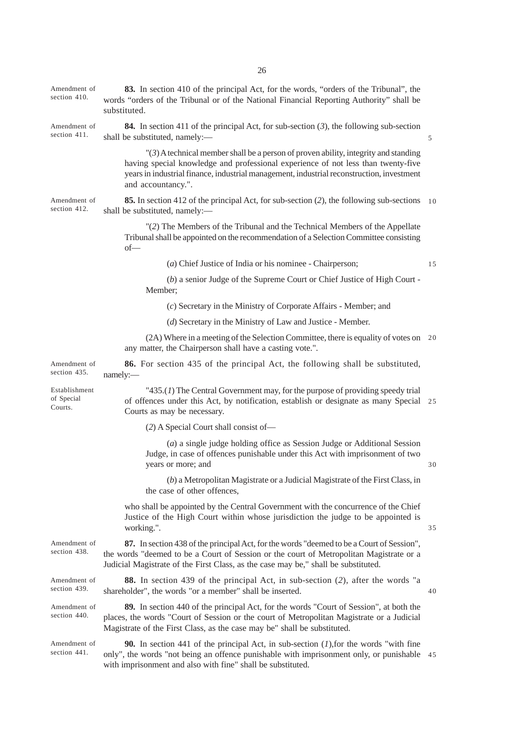Amendment of section 410.

**83.** In section 410 of the principal Act, for the words, "orders of the Tribunal", the words "orders of the Tribunal or of the National Financial Reporting Authority" shall be substituted.

Amendment of section 411.

**84.** In section 411 of the principal Act, for sub-section (*3*), the following sub-section shall be substituted, namely:—

"(*3*) A technical member shall be a person of proven ability, integrity and standing having special knowledge and professional experience of not less than twenty-five years in industrial finance, industrial management, industrial reconstruction, investment and accountancy.".

Amendment of section 412.

**85.** In section 412 of the principal Act, for sub-section (*2*), the following sub-sections shall be substituted, namely:—

"(*2*) The Members of the Tribunal and the Technical Members of the Appellate Tribunal shall be appointed on the recommendation of a Selection Committee consisting of—

(*a*) Chief Justice of India or his nominee - Chairperson;

(*b*) a senior Judge of the Supreme Court or Chief Justice of High Court - Member;

(*c*) Secretary in the Ministry of Corporate Affairs - Member; and

(*d*) Secretary in the Ministry of Law and Justice - Member.

(2A) Where in a meeting of the Selection Committee, there is equality of votes on any matter, the Chairperson shall have a casting vote.".

Amendment of section 435.

**86.** For section 435 of the principal Act, the following shall be substituted, namely:—

Establishment of Special Courts.

"435.(*1*) The Central Government may, for the purpose of providing speedy trial of offences under this Act, by notification, establish or designate as many Special Courts as may be necessary.

(*2*) A Special Court shall consist of—

(*a*) a single judge holding office as Session Judge or Additional Session Judge, in case of offences punishable under this Act with imprisonment of two years or more; and

(*b*) a Metropolitan Magistrate or a Judicial Magistrate of the First Class, in the case of other offences,

who shall be appointed by the Central Government with the concurrence of the Chief Justice of the High Court within whose jurisdiction the judge to be appointed is working.".

Amendment of section 438.

**87.** In section 438 of the principal Act, for the words "deemed to be a Court of Session", the words "deemed to be a Court of Session or the court of Metropolitan Magistrate or a Judicial Magistrate of the First Class, as the case may be," shall be substituted.

Amendment of section 439.

**88.** In section 439 of the principal Act, in sub-section (*2*), after the words "a shareholder", the words "or a member" shall be inserted.

Amendment of section 440.

**89.** In section 440 of the principal Act, for the words "Court of Session", at both the places, the words "Court of Session or the court of Metropolitan Magistrate or a Judicial Magistrate of the First Class, as the case may be" shall be substituted.

Amendment of section 441.

**90.** In section 441 of the principal Act, in sub-section (*1*), for the words "with fine only", the words "not being an offence punishable with imprisonment only, or punishable with imprisonment and also with fine" shall be substituted.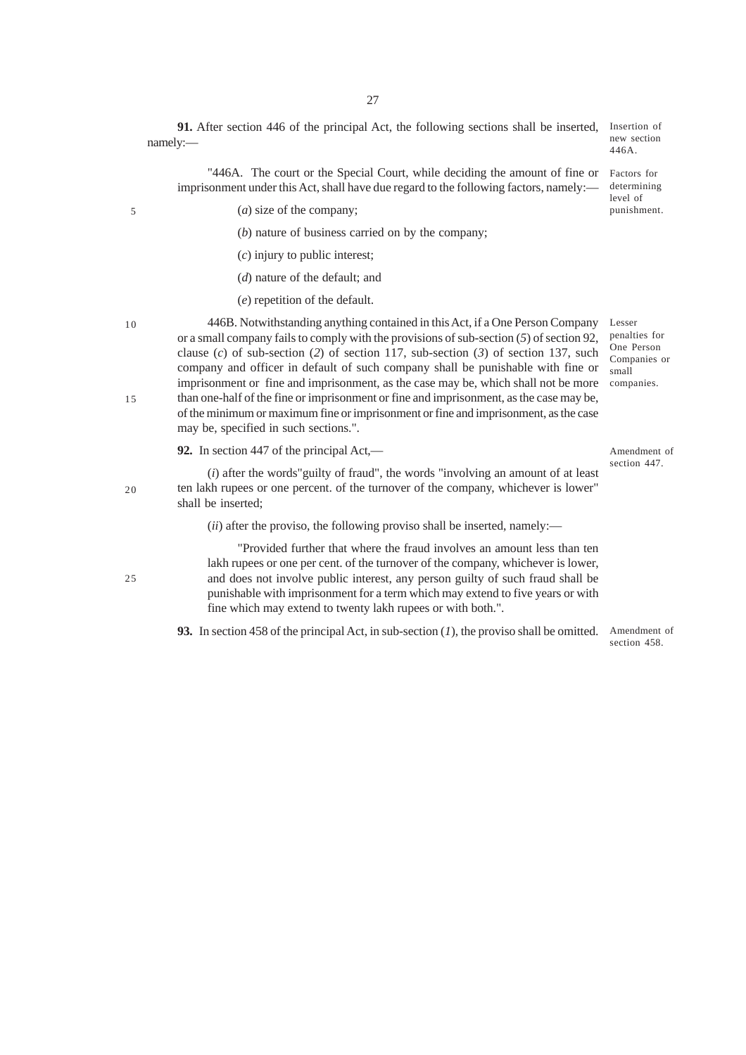**91.** After section 446 of the principal Act, the following sections shall be inserted, namely:—

*Insertion of new section 446A.*

"446A. The court or the Special Court, while deciding the amount of fine or imprisonment under this Act, shall have due regard to the following factors, namely:—

*Factors for determining level of punishment.*

(*a*) size of the company;

(*b*) nature of business carried on by the company;

(*c*) injury to public interest;

(*d*) nature of the default; and

(*e*) repetition of the default.

446B. Notwithstanding anything contained in this Act, if a One Person Company or a small company fails to comply with the provisions of sub-section (*5*) of section 92, clause (*c*) of sub-section (*2*) of section 117, sub-section (*3*) of section 137, such company and officer in default of such company shall be punishable with fine or imprisonment or fine and imprisonment, as the case may be, which shall not be more than one-half of the fine or imprisonment or fine and imprisonment, as the case may be, of the minimum or maximum fine or imprisonment or fine and imprisonment, as the case may be, specified in such sections.".

*Lesser penalties for One Person Companies or small companies.*

**92.** In section 447 of the principal Act,—

*Amendment of section 447.*

(*i*) after the words"guilty of fraud", the words "involving an amount of at least ten lakh rupees or one percent. of the turnover of the company, whichever is lower" shall be inserted;

(*ii*) after the proviso, the following proviso shall be inserted, namely:—

"Provided further that where the fraud involves an amount less than ten lakh rupees or one per cent. of the turnover of the company, whichever is lower, and does not involve public interest, any person guilty of such fraud shall be punishable with imprisonment for a term which may extend to five years or with fine which may extend to twenty lakh rupees or with both.".

**93.** In section 458 of the principal Act, in sub-section (*1*), the proviso shall be omitted.

*Amendment of section 458.*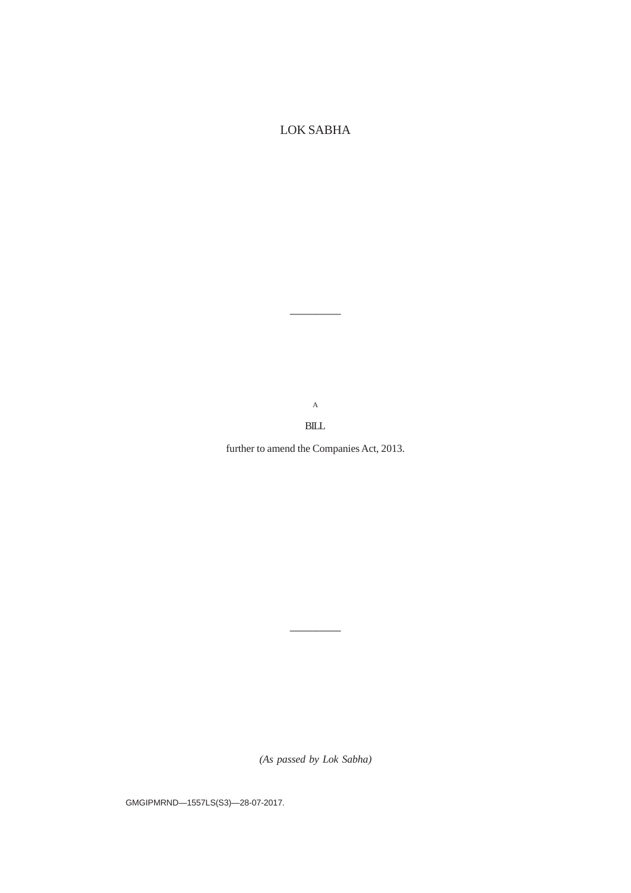LOK SABHA

---

A

BILL

further to amend the Companies Act, 2013.

---

*(As passed by Lok Sabha)*

GMGIPMRND—1557LS(S3)—28-07-2017.